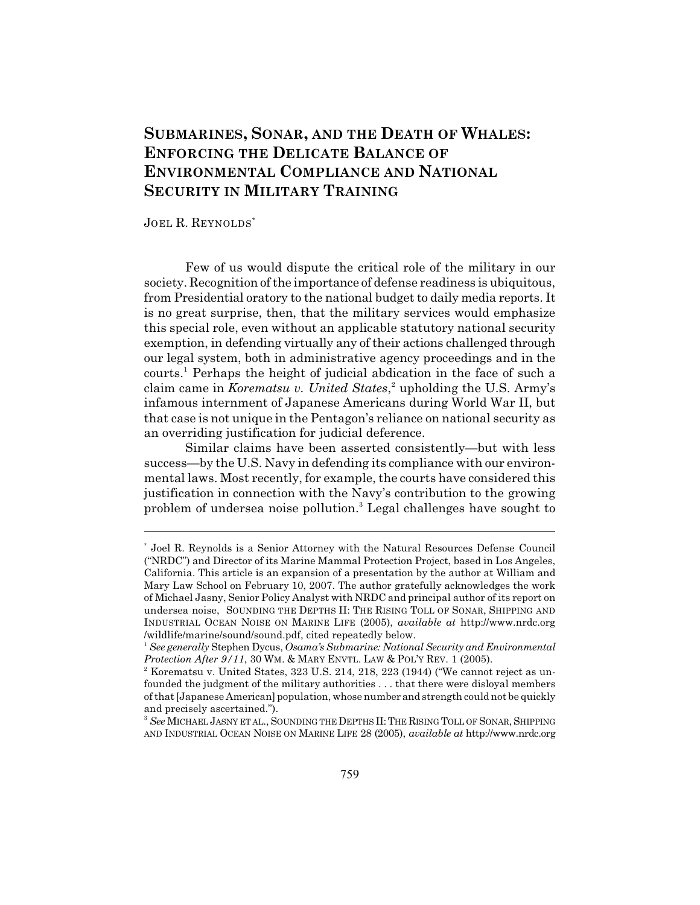# SUBMARINES, SONAR, AND THE DEATH OF WHALES: ENFORCING THE DELICATE BALANCE OF ENVIRONMENTAL COMPLIANCE AND NATIONAL SECURITY IN MILITARY TRAINING

JOEL R. REYNOLDS*

Few of us would dispute the critical role of the military in our society. Recognition of the importance of defense readiness is ubiquitous, from Presidential oratory to the national budget to daily media reports. It is no great surprise, then, that the military services would emphasize this special role, even without an applicable statutory national security exemption, in defending virtually any of their actions challenged through our legal system, both in administrative agency proceedings and in the courts.[1] Perhaps the height of judicial abdication in the face of such a claim came in *Korematsu v. United States*,[2] upholding the U.S. Army's infamous internment of Japanese Americans during World War II, but that case is not unique in the Pentagon's reliance on national security as an overriding justification for judicial deference.

Similar claims have been asserted consistently—but with less success—by the U.S. Navy in defending its compliance with our environmental laws. Most recently, for example, the courts have considered this justification in connection with the Navy's contribution to the growing problem of undersea noise pollution.[3] Legal challenges have sought to

---

* Joel R. Reynolds is a Senior Attorney with the Natural Resources Defense Council ("NRDC") and Director of its Marine Mammal Protection Project, based in Los Angeles, California. This article is an expansion of a presentation by the author at William and Mary Law School on February 10, 2007. The author gratefully acknowledges the work of Michael Jasny, Senior Policy Analyst with NRDC and principal author of its report on undersea noise, SOUNDING THE DEPTHS II: THE RISING TOLL OF SONAR, SHIPPING AND INDUSTRIAL OCEAN NOISE ON MARINE LIFE (2005), *available at* http://www.nrdc.org /wildlife/marine/sound/sound.pdf, cited repeatedly below.

[1] *See generally* Stephen Dycus, *Osama's Submarine: National Security and Environmental Protection After 9/11*, 30 WM. & MARY ENVTL. LAW & POL'Y REV. 1 (2005).

[2] Korematsu v. United States, 323 U.S. 214, 218, 223 (1944) ("We cannot reject as unfounded the judgment of the military authorities . . . that there were disloyal members of that [Japanese American] population, whose number and strength could not be quickly and precisely ascertained.").

[3] *See* MICHAEL JASNY ET AL., SOUNDING THE DEPTHS II: THE RISING TOLL OF SONAR, SHIPPING AND INDUSTRIAL OCEAN NOISE ON MARINE LIFE 28 (2005), *available at* http://www.nrdc.org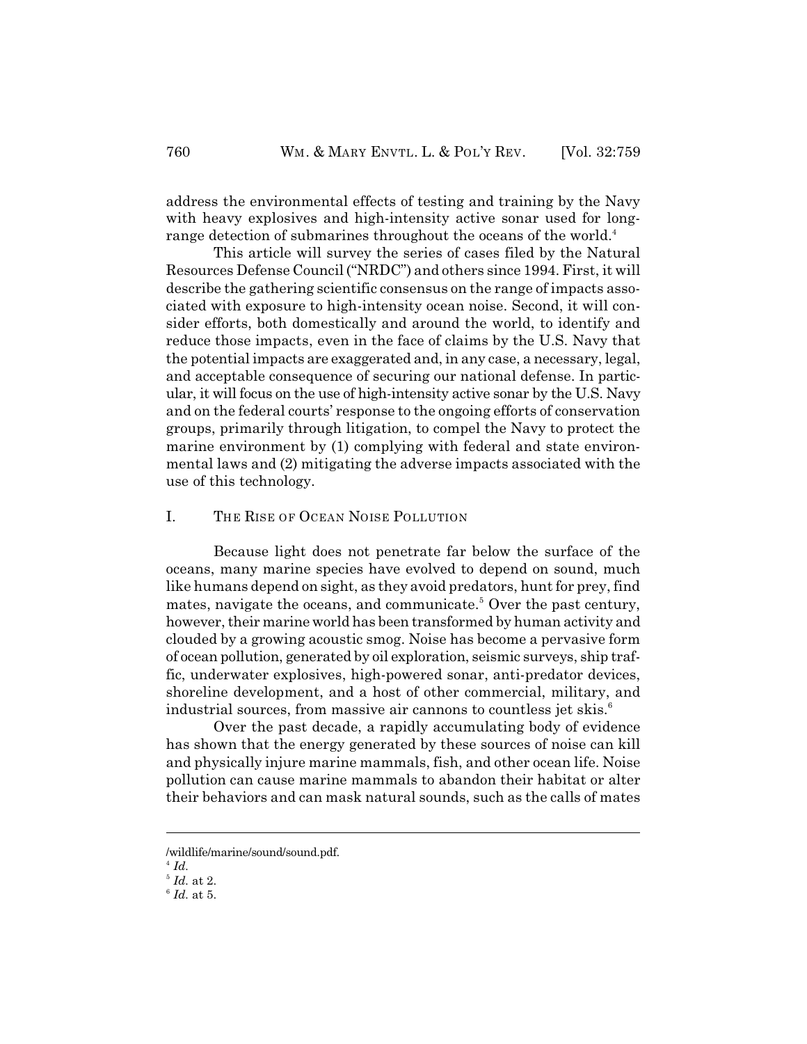address the environmental effects of testing and training by the Navy with heavy explosives and high-intensity active sonar used for long-range detection of submarines throughout the oceans of the world.[4]

This article will survey the series of cases filed by the Natural Resources Defense Council ("NRDC") and others since 1994. First, it will describe the gathering scientific consensus on the range of impacts associated with exposure to high-intensity ocean noise. Second, it will consider efforts, both domestically and around the world, to identify and reduce those impacts, even in the face of claims by the U.S. Navy that the potential impacts are exaggerated and, in any case, a necessary, legal, and acceptable consequence of securing our national defense. In particular, it will focus on the use of high-intensity active sonar by the U.S. Navy and on the federal courts' response to the ongoing efforts of conservation groups, primarily through litigation, to compel the Navy to protect the marine environment by (1) complying with federal and state environmental laws and (2) mitigating the adverse impacts associated with the use of this technology.

## I. THE RISE OF OCEAN NOISE POLLUTION

Because light does not penetrate far below the surface of the oceans, many marine species have evolved to depend on sound, much like humans depend on sight, as they avoid predators, hunt for prey, find mates, navigate the oceans, and communicate.[5] Over the past century, however, their marine world has been transformed by human activity and clouded by a growing acoustic smog. Noise has become a pervasive form of ocean pollution, generated by oil exploration, seismic surveys, ship traffic, underwater explosives, high-powered sonar, anti-predator devices, shoreline development, and a host of other commercial, military, and industrial sources, from massive air cannons to countless jet skis.[6]

Over the past decade, a rapidly accumulating body of evidence has shown that the energy generated by these sources of noise can kill and physically injure marine mammals, fish, and other ocean life. Noise pollution can cause marine mammals to abandon their habitat or alter their behaviors and can mask natural sounds, such as the calls of mates

---

/wildlife/marine/sound/sound.pdf.

[4] *Id.*

[5] *Id.* at 2.

[6] *Id.* at 5.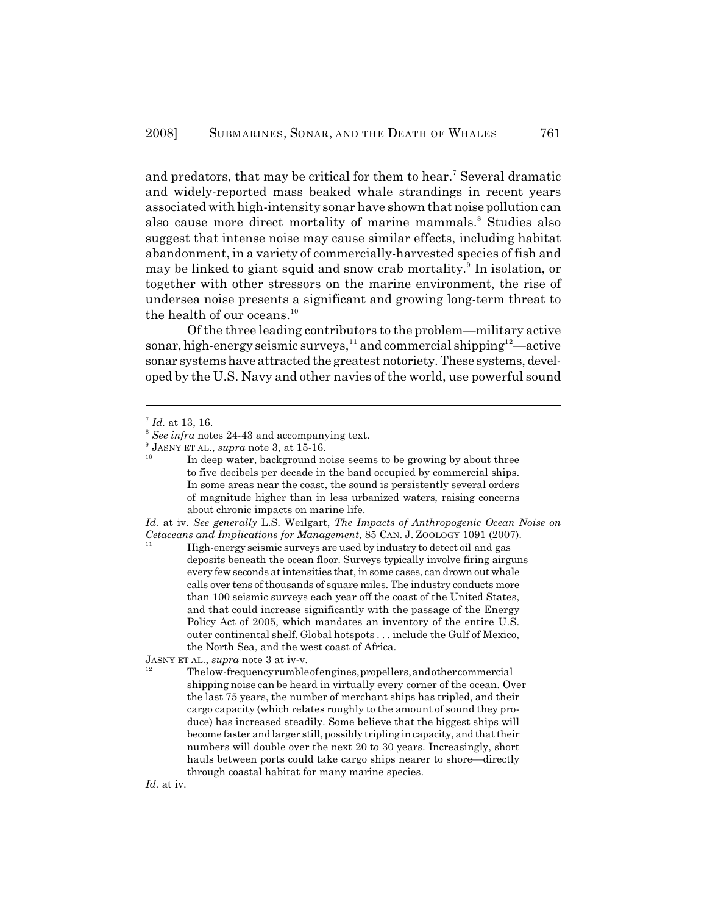and predators, that may be critical for them to hear.[7] Several dramatic and widely-reported mass beaked whale strandings in recent years associated with high-intensity sonar have shown that noise pollution can also cause more direct mortality of marine mammals.[8] Studies also suggest that intense noise may cause similar effects, including habitat abandonment, in a variety of commercially-harvested species of fish and may be linked to giant squid and snow crab mortality.[9] In isolation, or together with other stressors on the marine environment, the rise of undersea noise presents a significant and growing long-term threat to the health of our oceans.[10]

Of the three leading contributors to the problem—military active sonar, high-energy seismic surveys,[11] and commercial shipping[12]—active sonar systems have attracted the greatest notoriety. These systems, developed by the U.S. Navy and other navies of the world, use powerful sound

---

[7] *Id.* at 13, 16.

[8] *See infra* notes 24-43 and accompanying text.

[9] JASNY ET AL., *supra* note 3, at 15-16.

[10]

> In deep water, background noise seems to be growing by about three to five decibels per decade in the band occupied by commercial ships. In some areas near the coast, the sound is persistently several orders of magnitude higher than in less urbanized waters, raising concerns about chronic impacts on marine life.

*Id.* at iv. *See generally* L.S. Weilgart, *The Impacts of Anthropogenic Ocean Noise on Cetaceans and Implications for Management*, 85 CAN. J. ZOOLOGY 1091 (2007).

[11]

> High-energy seismic surveys are used by industry to detect oil and gas deposits beneath the ocean floor. Surveys typically involve firing airguns every few seconds at intensities that, in some cases, can drown out whale calls over tens of thousands of square miles. The industry conducts more than 100 seismic surveys each year off the coast of the United States, and that could increase significantly with the passage of the Energy Policy Act of 2005, which mandates an inventory of the entire U.S. outer continental shelf. Global hotspots . . . include the Gulf of Mexico, the North Sea, and the west coast of Africa.

JASNY ET AL., *supra* note 3 at iv-v.

[12]

> The low-frequency rumble of engines, propellers, and other commercial shipping noise can be heard in virtually every corner of the ocean. Over the last 75 years, the number of merchant ships has tripled, and their cargo capacity (which relates roughly to the amount of sound they produce) has increased steadily. Some believe that the biggest ships will become faster and larger still, possibly tripling in capacity, and that their numbers will double over the next 20 to 30 years. Increasingly, short hauls between ports could take cargo ships nearer to shore—directly through coastal habitat for many marine species.

*Id.* at iv.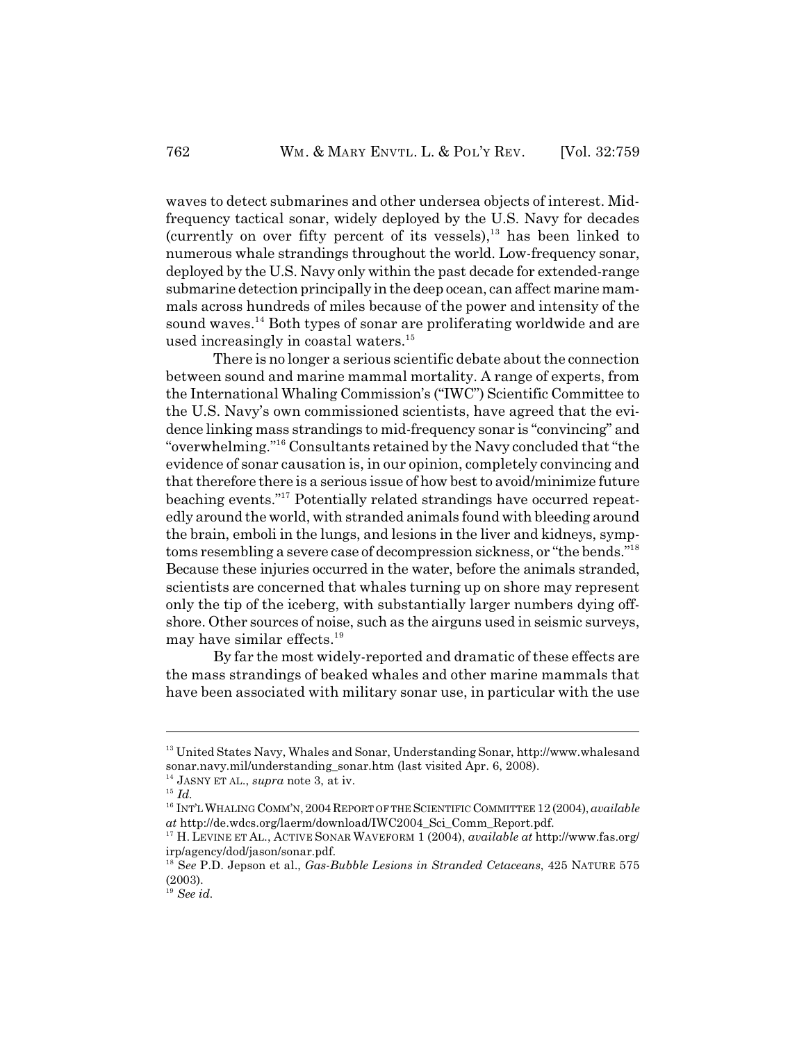waves to detect submarines and other undersea objects of interest. Mid-frequency tactical sonar, widely deployed by the U.S. Navy for decades (currently on over fifty percent of its vessels),[13] has been linked to numerous whale strandings throughout the world. Low-frequency sonar, deployed by the U.S. Navy only within the past decade for extended-range submarine detection principally in the deep ocean, can affect marine mammals across hundreds of miles because of the power and intensity of the sound waves.[14] Both types of sonar are proliferating worldwide and are used increasingly in coastal waters.[15]

There is no longer a serious scientific debate about the connection between sound and marine mammal mortality. A range of experts, from the International Whaling Commission's ("IWC") Scientific Committee to the U.S. Navy's own commissioned scientists, have agreed that the evidence linking mass strandings to mid-frequency sonar is "convincing" and "overwhelming."[16] Consultants retained by the Navy concluded that "the evidence of sonar causation is, in our opinion, completely convincing and that therefore there is a serious issue of how best to avoid/minimize future beaching events."[17] Potentially related strandings have occurred repeatedly around the world, with stranded animals found with bleeding around the brain, emboli in the lungs, and lesions in the liver and kidneys, symptoms resembling a severe case of decompression sickness, or "the bends."[18] Because these injuries occurred in the water, before the animals stranded, scientists are concerned that whales turning up on shore may represent only the tip of the iceberg, with substantially larger numbers dying offshore. Other sources of noise, such as the airguns used in seismic surveys, may have similar effects.[19]

By far the most widely-reported and dramatic of these effects are the mass strandings of beaked whales and other marine mammals that have been associated with military sonar use, in particular with the use

---

[13] United States Navy, Whales and Sonar, Understanding Sonar, http://www.whalesandsonar.navy.mil/understanding_sonar.htm (last visited Apr. 6, 2008).

[14] JASNY ET AL., *supra* note 3, at iv.

[15] *Id.*

[16] INT'L WHALING COMM'N, 2004 REPORT OF THE SCIENTIFIC COMMITTEE 12 (2004), *available at* http://de.wdcs.org/laerm/download/IWC2004_Sci_Comm_Report.pdf.

[17] H. LEVINE ET AL., ACTIVE SONAR WAVEFORM 1 (2004), *available at* http://www.fas.org/irp/agency/dod/jason/sonar.pdf.

[18] *See* P.D. Jepson et al., *Gas-Bubble Lesions in Stranded Cetaceans*, 425 NATURE 575 (2003).

[19] *See id.*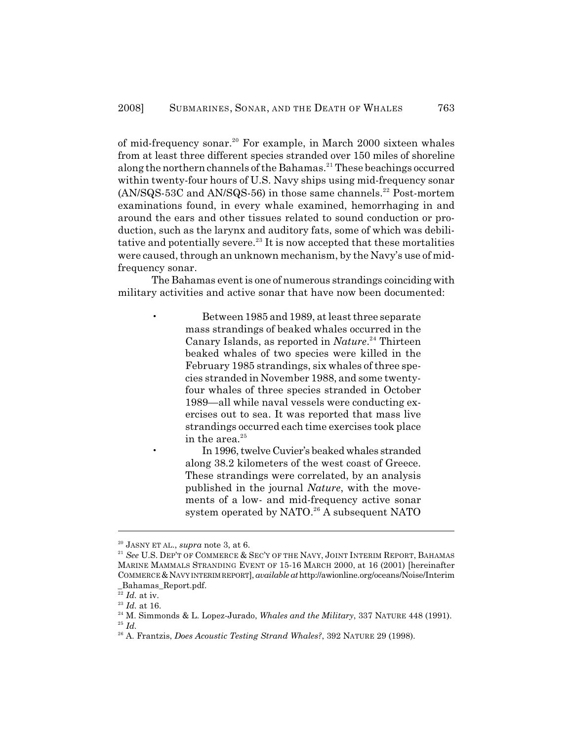of mid-frequency sonar.[20] For example, in March 2000 sixteen whales from at least three different species stranded over 150 miles of shoreline along the northern channels of the Bahamas.[21] These beachings occurred within twenty-four hours of U.S. Navy ships using mid-frequency sonar (AN/SQS-53C and AN/SQS-56) in those same channels.[22] Post-mortem examinations found, in every whale examined, hemorrhaging in and around the ears and other tissues related to sound conduction or production, such as the larynx and auditory fats, some of which was debilitative and potentially severe.[23] It is now accepted that these mortalities were caused, through an unknown mechanism, by the Navy's use of mid-frequency sonar.

The Bahamas event is one of numerous strandings coinciding with military activities and active sonar that have now been documented:

- Between 1985 and 1989, at least three separate mass strandings of beaked whales occurred in the Canary Islands, as reported in *Nature*.[24] Thirteen beaked whales of two species were killed in the February 1985 strandings, six whales of three species stranded in November 1988, and some twenty-four whales of three species stranded in October 1989—all while naval vessels were conducting exercises out to sea. It was reported that mass live strandings occurred each time exercises took place in the area.[25]
- In 1996, twelve Cuvier's beaked whales stranded along 38.2 kilometers of the west coast of Greece. These strandings were correlated, by an analysis published in the journal *Nature*, with the movements of a low- and mid-frequency active sonar system operated by NATO.[26] A subsequent NATO

---

[20] JASNY ET AL., *supra* note 3, at 6.

[21] *See* U.S. DEP'T OF COMMERCE & SEC'Y OF THE NAVY, JOINT INTERIM REPORT, BAHAMAS MARINE MAMMALS STRANDING EVENT OF 15-16 MARCH 2000, at 16 (2001) [hereinafter COMMERCE & NAVY INTERIM REPORT], *available at* http://awionline.org/oceans/Noise/Interim_Bahamas_Report.pdf.

[22] *Id.* at iv.

[23] *Id.* at 16.

[24] M. Simmonds & L. Lopez-Jurado, *Whales and the Military*, 337 NATURE 448 (1991).

[25] *Id.*

[26] A. Frantzis, *Does Acoustic Testing Strand Whales?*, 392 NATURE 29 (1998).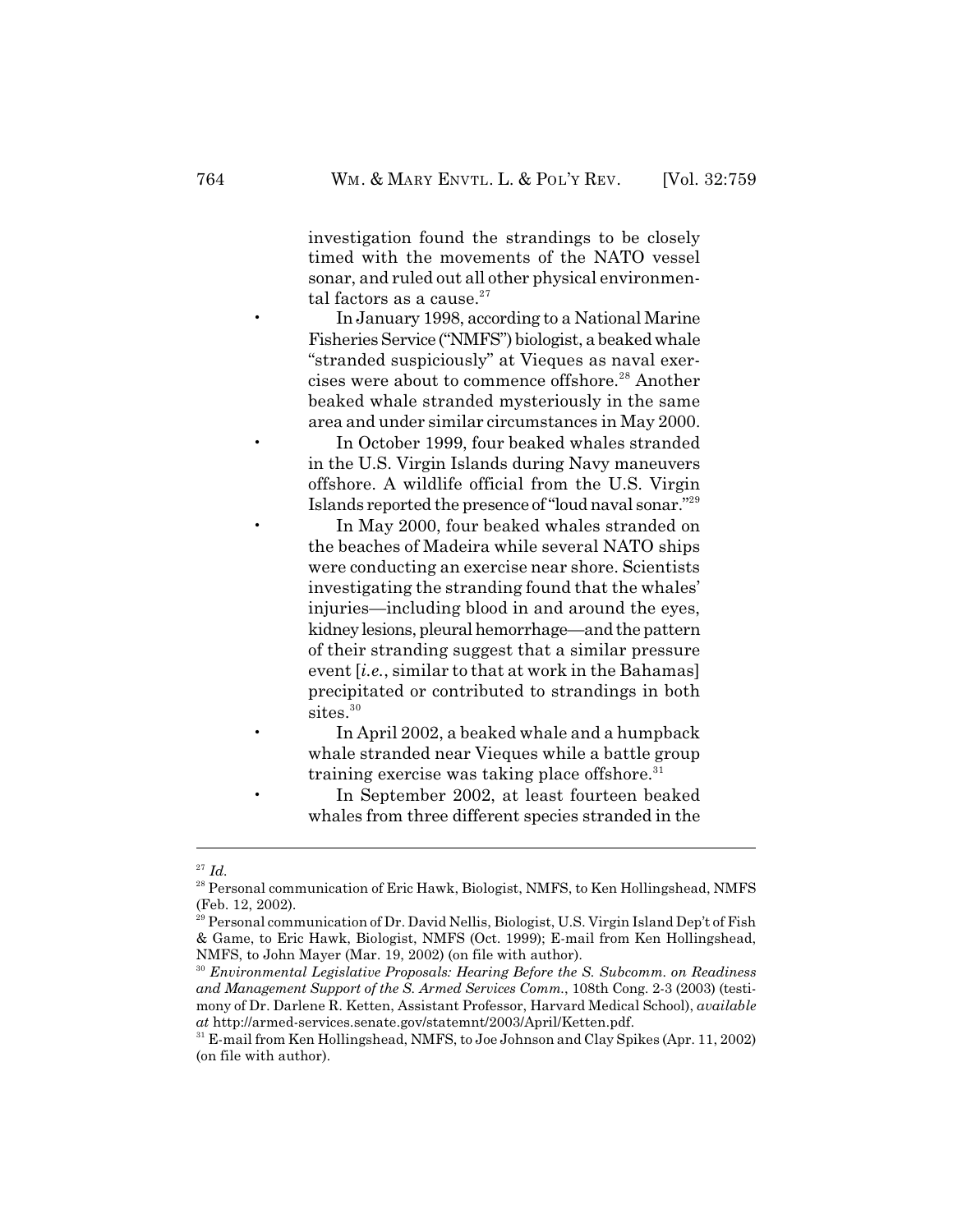investigation found the strandings to be closely timed with the movements of the NATO vessel sonar, and ruled out all other physical environmental factors as a cause.[27]

- In January 1998, according to a National Marine Fisheries Service ("NMFS") biologist, a beaked whale "stranded suspiciously" at Vieques as naval exercises were about to commence offshore.[28] Another beaked whale stranded mysteriously in the same area and under similar circumstances in May 2000.
- In October 1999, four beaked whales stranded in the U.S. Virgin Islands during Navy maneuvers offshore. A wildlife official from the U.S. Virgin Islands reported the presence of "loud naval sonar."[29]
- In May 2000, four beaked whales stranded on the beaches of Madeira while several NATO ships were conducting an exercise near shore. Scientists investigating the stranding found that the whales' injuries—including blood in and around the eyes, kidney lesions, pleural hemorrhage—and the pattern of their stranding suggest that a similar pressure event [*i.e.*, similar to that at work in the Bahamas] precipitated or contributed to strandings in both sites.[30]
- In April 2002, a beaked whale and a humpback whale stranded near Vieques while a battle group training exercise was taking place offshore.[31]
- In September 2002, at least fourteen beaked whales from three different species stranded in the

---

[27] *Id.*

[28] Personal communication of Eric Hawk, Biologist, NMFS, to Ken Hollingshead, NMFS (Feb. 12, 2002).

[29] Personal communication of Dr. David Nellis, Biologist, U.S. Virgin Island Dep't of Fish & Game, to Eric Hawk, Biologist, NMFS (Oct. 1999); E-mail from Ken Hollingshead, NMFS, to John Mayer (Mar. 19, 2002) (on file with author).

[30] *Environmental Legislative Proposals: Hearing Before the S. Subcomm. on Readiness and Management Support of the S. Armed Services Comm.*, 108th Cong. 2-3 (2003) (testimony of Dr. Darlene R. Ketten, Assistant Professor, Harvard Medical School), *available at* http://armed-services.senate.gov/statemnt/2003/April/Ketten.pdf.

[31] E-mail from Ken Hollingshead, NMFS, to Joe Johnson and Clay Spikes (Apr. 11, 2002) (on file with author).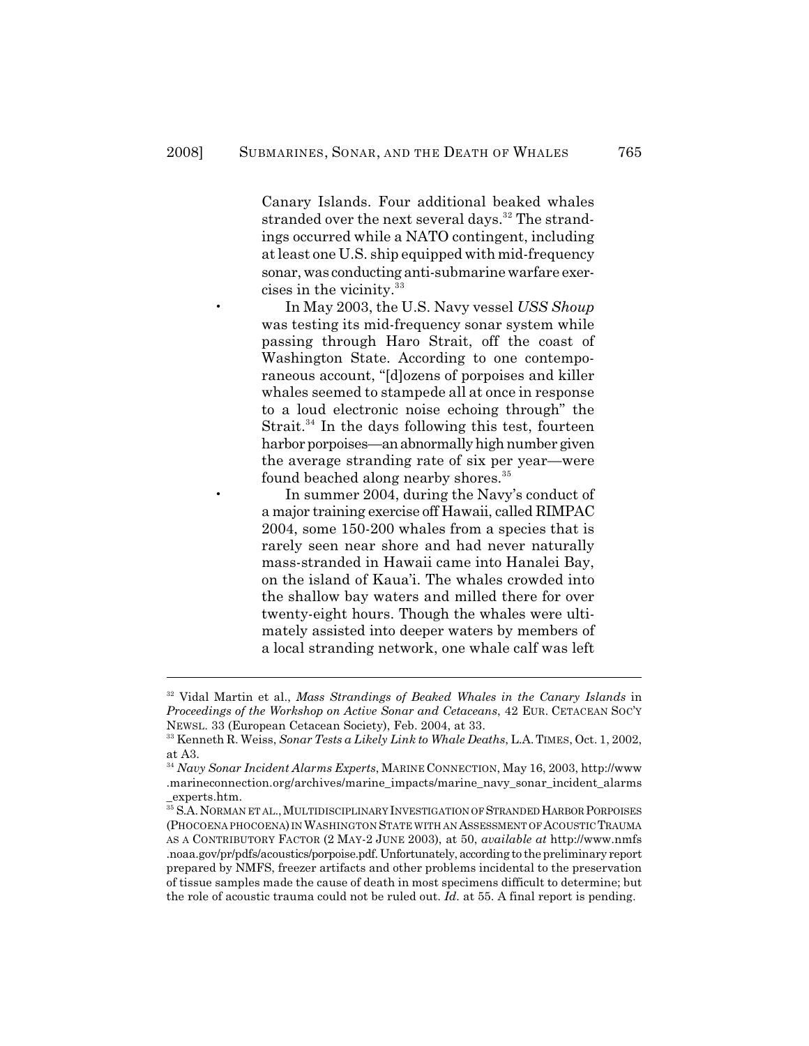Canary Islands. Four additional beaked whales stranded over the next several days.[32] The strandings occurred while a NATO contingent, including at least one U.S. ship equipped with mid-frequency sonar, was conducting anti-submarine warfare exercises in the vicinity.[33]

- In May 2003, the U.S. Navy vessel *USS Shoup* was testing its mid-frequency sonar system while passing through Haro Strait, off the coast of Washington State. According to one contemporaneous account, "[d]ozens of porpoises and killer whales seemed to stampede all at once in response to a loud electronic noise echoing through" the Strait.[34] In the days following this test, fourteen harbor porpoises—an abnormally high number given the average stranding rate of six per year—were found beached along nearby shores.[35]
- In summer 2004, during the Navy's conduct of a major training exercise off Hawaii, called RIMPAC 2004, some 150-200 whales from a species that is rarely seen near shore and had never naturally mass-stranded in Hawaii came into Hanalei Bay, on the island of Kaua'i. The whales crowded into the shallow bay waters and milled there for over twenty-eight hours. Though the whales were ultimately assisted into deeper waters by members of a local stranding network, one whale calf was left

---

[32] Vidal Martin et al., *Mass Strandings of Beaked Whales in the Canary Islands* in *Proceedings of the Workshop on Active Sonar and Cetaceans*, 42 EUR. CETACEAN SOC'Y NEWSL. 33 (European Cetacean Society), Feb. 2004, at 33.

[33] Kenneth R. Weiss, *Sonar Tests a Likely Link to Whale Deaths*, L.A. TIMES, Oct. 1, 2002, at A3.

[34] *Navy Sonar Incident Alarms Experts*, MARINE CONNECTION, May 16, 2003, http://www.marineconnection.org/archives/marine_impacts/marine_navy_sonar_incident_alarms_experts.htm.

[35] S.A. NORMAN ET AL., MULTIDISCIPLINARY INVESTIGATION OF STRANDED HARBOR PORPOISES (PHOCOENA PHOCOENA) IN WASHINGTON STATE WITH AN ASSESSMENT OF ACOUSTIC TRAUMA AS A CONTRIBUTORY FACTOR (2 MAY-2 JUNE 2003), at 50, *available at* http://www.nmfs.noaa.gov/pr/pdfs/acoustics/porpoise.pdf. Unfortunately, according to the preliminary report prepared by NMFS, freezer artifacts and other problems incidental to the preservation of tissue samples made the cause of death in most specimens difficult to determine; but the role of acoustic trauma could not be ruled out. *Id.* at 55. A final report is pending.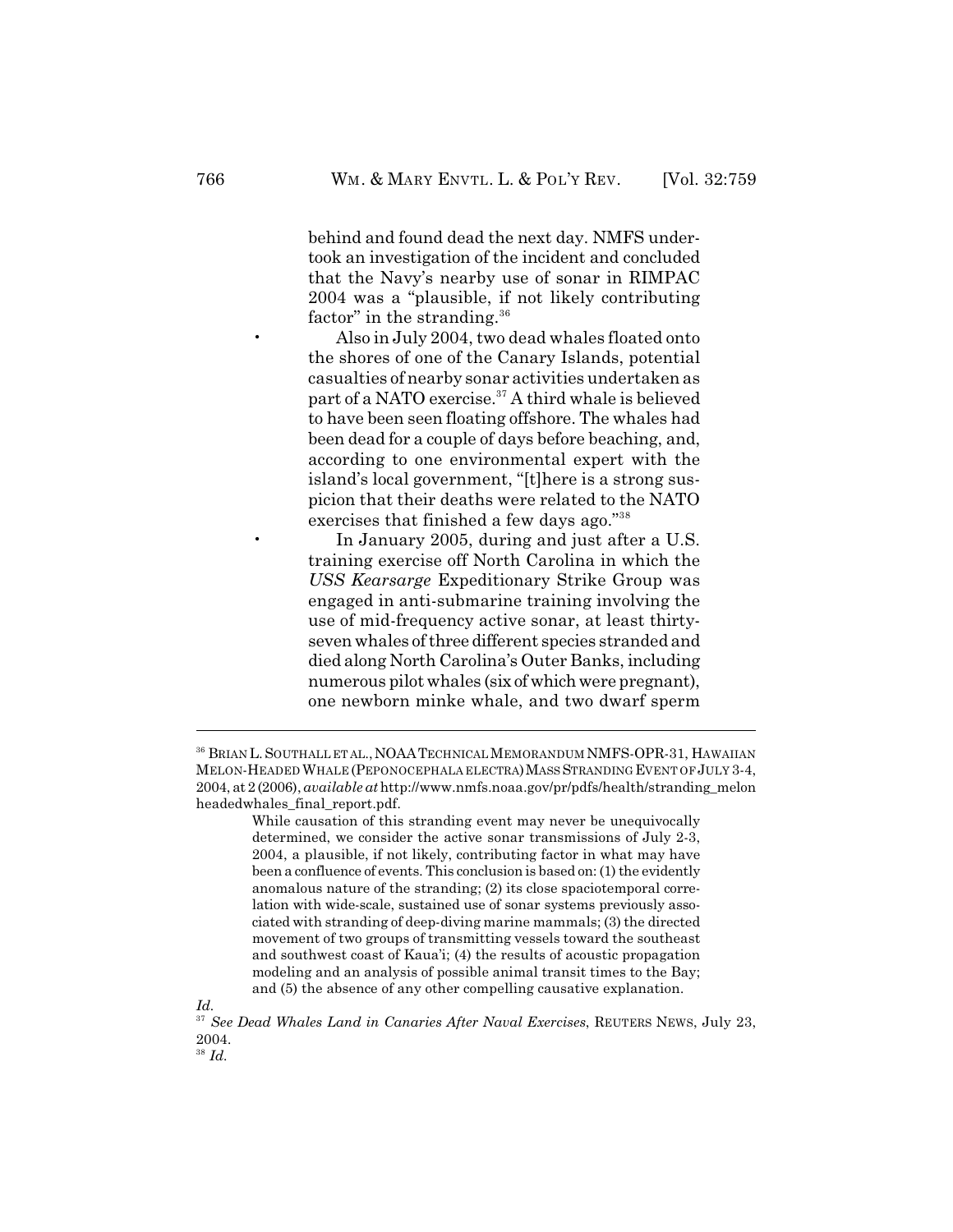behind and found dead the next day. NMFS undertook an investigation of the incident and concluded that the Navy's nearby use of sonar in RIMPAC 2004 was a "plausible, if not likely contributing factor" in the stranding.[36]

- Also in July 2004, two dead whales floated onto the shores of one of the Canary Islands, potential casualties of nearby sonar activities undertaken as part of a NATO exercise.[37] A third whale is believed to have been seen floating offshore. The whales had been dead for a couple of days before beaching, and, according to one environmental expert with the island's local government, "[t]here is a strong suspicion that their deaths were related to the NATO exercises that finished a few days ago."[38]
- In January 2005, during and just after a U.S. training exercise off North Carolina in which the *USS Kearsarge* Expeditionary Strike Group was engaged in anti-submarine training involving the use of mid-frequency active sonar, at least thirty-seven whales of three different species stranded and died along North Carolina's Outer Banks, including numerous pilot whales (six of which were pregnant), one newborn minke whale, and two dwarf sperm

---

[36] BRIAN L. SOUTHALL ET AL., NOAA TECHNICAL MEMORANDUM NMFS-OPR-31, HAWAIIAN MELON-HEADED WHALE (PEPONOCEPHALA ELECTRA) MASS STRANDING EVENT OF JULY 3-4, 2004, at 2 (2006), *available at* http://www.nmfs.noaa.gov/pr/pdfs/health/stranding_melonheadedwhales_final_report.pdf.

> While causation of this stranding event may never be unequivocally determined, we consider the active sonar transmissions of July 2-3, 2004, a plausible, if not likely, contributing factor in what may have been a confluence of events. This conclusion is based on: (1) the evidently anomalous nature of the stranding; (2) its close spaciotemporal correlation with wide-scale, sustained use of sonar systems previously associated with stranding of deep-diving marine mammals; (3) the directed movement of two groups of transmitting vessels toward the southeast and southwest coast of Kaua'i; (4) the results of acoustic propagation modeling and an analysis of possible animal transit times to the Bay; and (5) the absence of any other compelling causative explanation.

*Id.*

[37] *See Dead Whales Land in Canaries After Naval Exercises*, REUTERS NEWS, July 23, 2004.

[38] *Id.*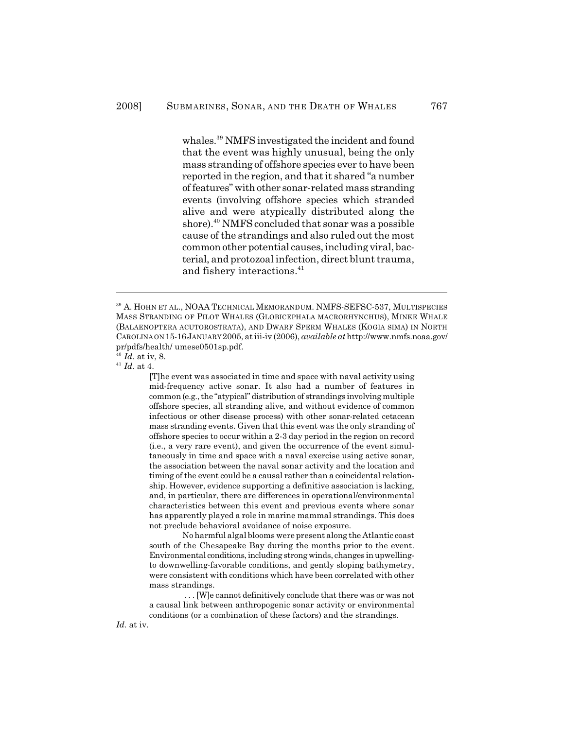whales.[39] NMFS investigated the incident and found that the event was highly unusual, being the only mass stranding of offshore species ever to have been reported in the region, and that it shared "a number of features" with other sonar-related mass stranding events (involving offshore species which stranded alive and were atypically distributed along the shore).[40] NMFS concluded that sonar was a possible cause of the strandings and also ruled out the most common other potential causes, including viral, bacterial, and protozoal infection, direct blunt trauma, and fishery interactions.[41]

---

[39] A. HOHN ET AL., NOAA TECHNICAL MEMORANDUM. NMFS-SEFSC-537, MULTISPECIES MASS STRANDING OF PILOT WHALES (GLOBICEPHALA MACRORHYNCHUS), MINKE WHALE (BALAENOPTERA ACUTOROSTRATA), AND DWARF SPERM WHALES (KOGIA SIMA) IN NORTH CAROLINA ON 15-16 JANUARY 2005, at iii-iv (2006), *available at* http://www.nmfs.noaa.gov/pr/pdfs/health/ umese0501sp.pdf.

[40] *Id.* at iv, 8.

[41] *Id.* at 4.

> [T]he event was associated in time and space with naval activity using mid-frequency active sonar. It also had a number of features in common (e.g., the "atypical" distribution of strandings involving multiple offshore species, all stranding alive, and without evidence of common infectious or other disease process) with other sonar-related cetacean mass stranding events. Given that this event was the only stranding of offshore species to occur within a 2-3 day period in the region on record (i.e., a very rare event), and given the occurrence of the event simultaneously in time and space with a naval exercise using active sonar, the association between the naval sonar activity and the location and timing of the event could be a causal rather than a coincidental relationship. However, evidence supporting a definitive association is lacking, and, in particular, there are differences in operational/environmental characteristics between this event and previous events where sonar has apparently played a role in marine mammal strandings. This does not preclude behavioral avoidance of noise exposure.
>
> No harmful algal blooms were present along the Atlantic coast south of the Chesapeake Bay during the months prior to the event. Environmental conditions, including strong winds, changes in upwelling- to downwelling-favorable conditions, and gently sloping bathymetry, were consistent with conditions which have been correlated with other mass strandings.
>
> . . . [W]e cannot definitively conclude that there was or was not a causal link between anthropogenic sonar activity or environmental conditions (or a combination of these factors) and the strandings.

*Id.* at iv.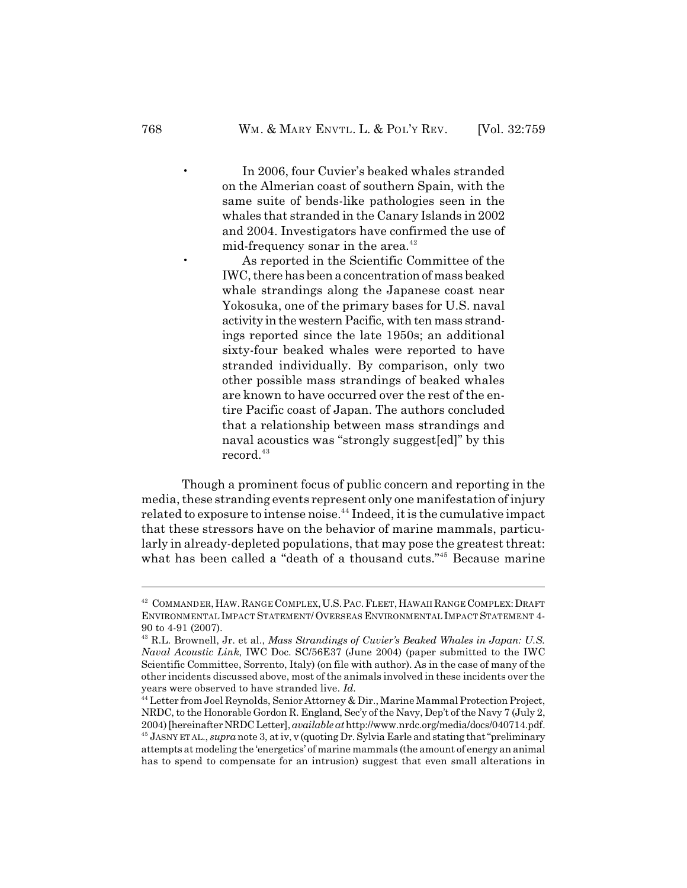- In 2006, four Cuvier's beaked whales stranded on the Almerian coast of southern Spain, with the same suite of bends-like pathologies seen in the whales that stranded in the Canary Islands in 2002 and 2004. Investigators have confirmed the use of mid-frequency sonar in the area.[42]
- As reported in the Scientific Committee of the IWC, there has been a concentration of mass beaked whale strandings along the Japanese coast near Yokosuka, one of the primary bases for U.S. naval activity in the western Pacific, with ten mass strandings reported since the late 1950s; an additional sixty-four beaked whales were reported to have stranded individually. By comparison, only two other possible mass strandings of beaked whales are known to have occurred over the rest of the entire Pacific coast of Japan. The authors concluded that a relationship between mass strandings and naval acoustics was "strongly suggest[ed]" by this record.[43]

Though a prominent focus of public concern and reporting in the media, these stranding events represent only one manifestation of injury related to exposure to intense noise.[44] Indeed, it is the cumulative impact that these stressors have on the behavior of marine mammals, particularly in already-depleted populations, that may pose the greatest threat: what has been called a "death of a thousand cuts."[45] Because marine

---

[42] COMMANDER, HAW. RANGE COMPLEX, U.S. PAC. FLEET, HAWAII RANGE COMPLEX: DRAFT ENVIRONMENTAL IMPACT STATEMENT/ OVERSEAS ENVIRONMENTAL IMPACT STATEMENT 4-90 to 4-91 (2007).

[43] R.L. Brownell, Jr. et al., *Mass Strandings of Cuvier's Beaked Whales in Japan: U.S. Naval Acoustic Link*, IWC Doc. SC/56E37 (June 2004) (paper submitted to the IWC Scientific Committee, Sorrento, Italy) (on file with author). As in the case of many of the other incidents discussed above, most of the animals involved in these incidents over the years were observed to have stranded live. *Id.*

[44] Letter from Joel Reynolds, Senior Attorney & Dir., Marine Mammal Protection Project, NRDC, to the Honorable Gordon R. England, Sec'y of the Navy, Dep't of the Navy 7 (July 2, 2004) [hereinafter NRDC Letter], *available at* http://www.nrdc.org/media/docs/040714.pdf.

[45] JASNY ET AL., *supra* note 3, at iv, v (quoting Dr. Sylvia Earle and stating that "preliminary attempts at modeling the 'energetics' of marine mammals (the amount of energy an animal has to spend to compensate for an intrusion) suggest that even small alterations in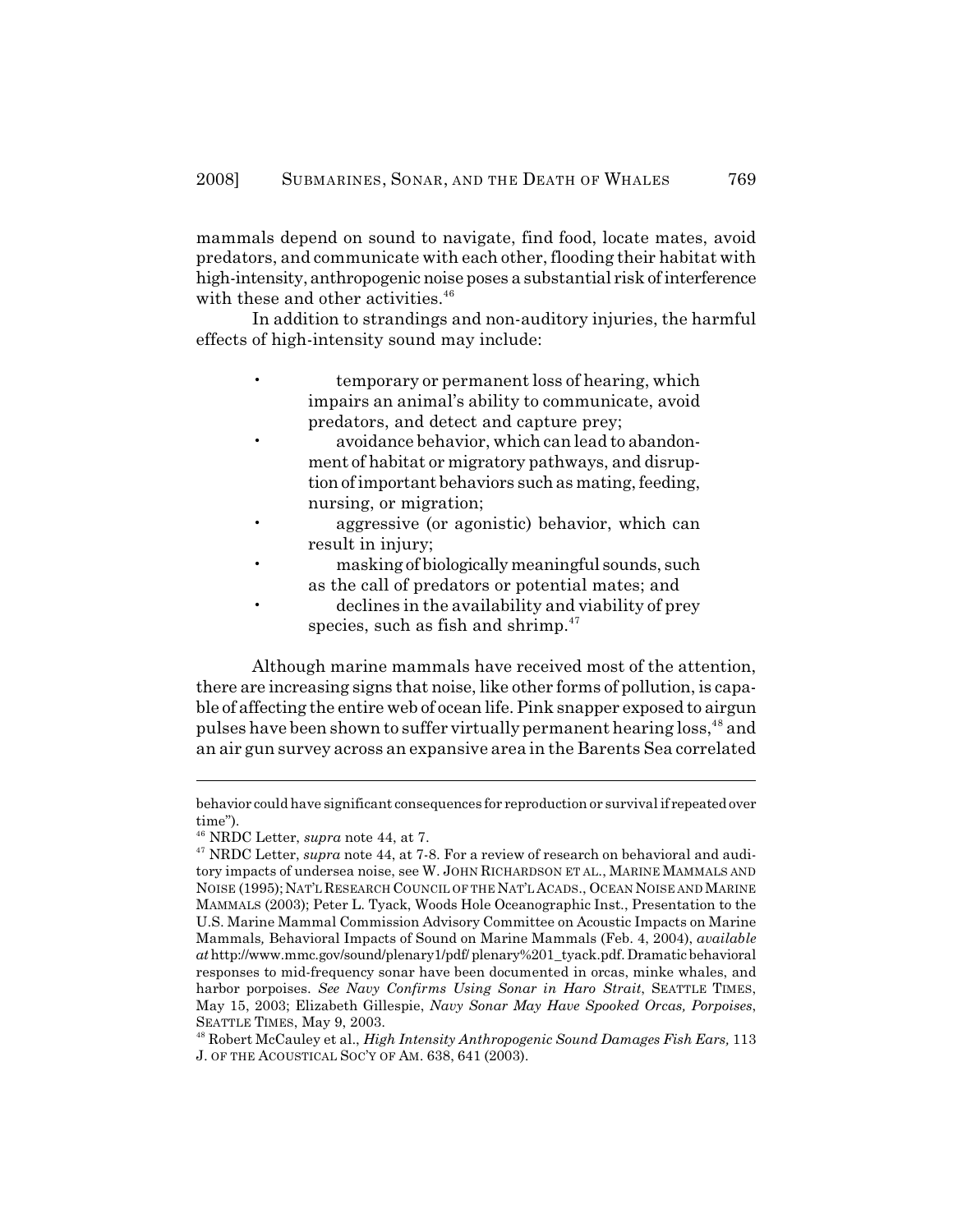mammals depend on sound to navigate, find food, locate mates, avoid predators, and communicate with each other, flooding their habitat with high-intensity, anthropogenic noise poses a substantial risk of interference with these and other activities.[46]

In addition to strandings and non-auditory injuries, the harmful effects of high-intensity sound may include:

- temporary or permanent loss of hearing, which impairs an animal's ability to communicate, avoid predators, and detect and capture prey;
- avoidance behavior, which can lead to abandonment of habitat or migratory pathways, and disruption of important behaviors such as mating, feeding, nursing, or migration;
- aggressive (or agonistic) behavior, which can result in injury;
- masking of biologically meaningful sounds, such as the call of predators or potential mates; and
- declines in the availability and viability of prey species, such as fish and shrimp.[47]

Although marine mammals have received most of the attention, there are increasing signs that noise, like other forms of pollution, is capable of affecting the entire web of ocean life. Pink snapper exposed to airgun pulses have been shown to suffer virtually permanent hearing loss,[48] and an air gun survey across an expansive area in the Barents Sea correlated

---

behavior could have significant consequences for reproduction or survival if repeated over time").

[46] NRDC Letter, *supra* note 44, at 7.

[47] NRDC Letter, *supra* note 44, at 7-8. For a review of research on behavioral and auditory impacts of undersea noise, see W. JOHN RICHARDSON ET AL., MARINE MAMMALS AND NOISE (1995); NAT'L RESEARCH COUNCIL OF THE NAT'L ACADS., OCEAN NOISE AND MARINE MAMMALS (2003); Peter L. Tyack, Woods Hole Oceanographic Inst., Presentation to the U.S. Marine Mammal Commission Advisory Committee on Acoustic Impacts on Marine Mammals*,* Behavioral Impacts of Sound on Marine Mammals (Feb. 4, 2004), *available at* http://www.mmc.gov/sound/plenary1/pdf/ plenary%201_tyack.pdf. Dramatic behavioral responses to mid-frequency sonar have been documented in orcas, minke whales, and harbor porpoises. *See Navy Confirms Using Sonar in Haro Strait*, SEATTLE TIMES, May 15, 2003; Elizabeth Gillespie, *Navy Sonar May Have Spooked Orcas, Porpoises*, SEATTLE TIMES, May 9, 2003.

[48] Robert McCauley et al., *High Intensity Anthropogenic Sound Damages Fish Ears,* 113 J. OF THE ACOUSTICAL SOC'Y OF AM. 638, 641 (2003).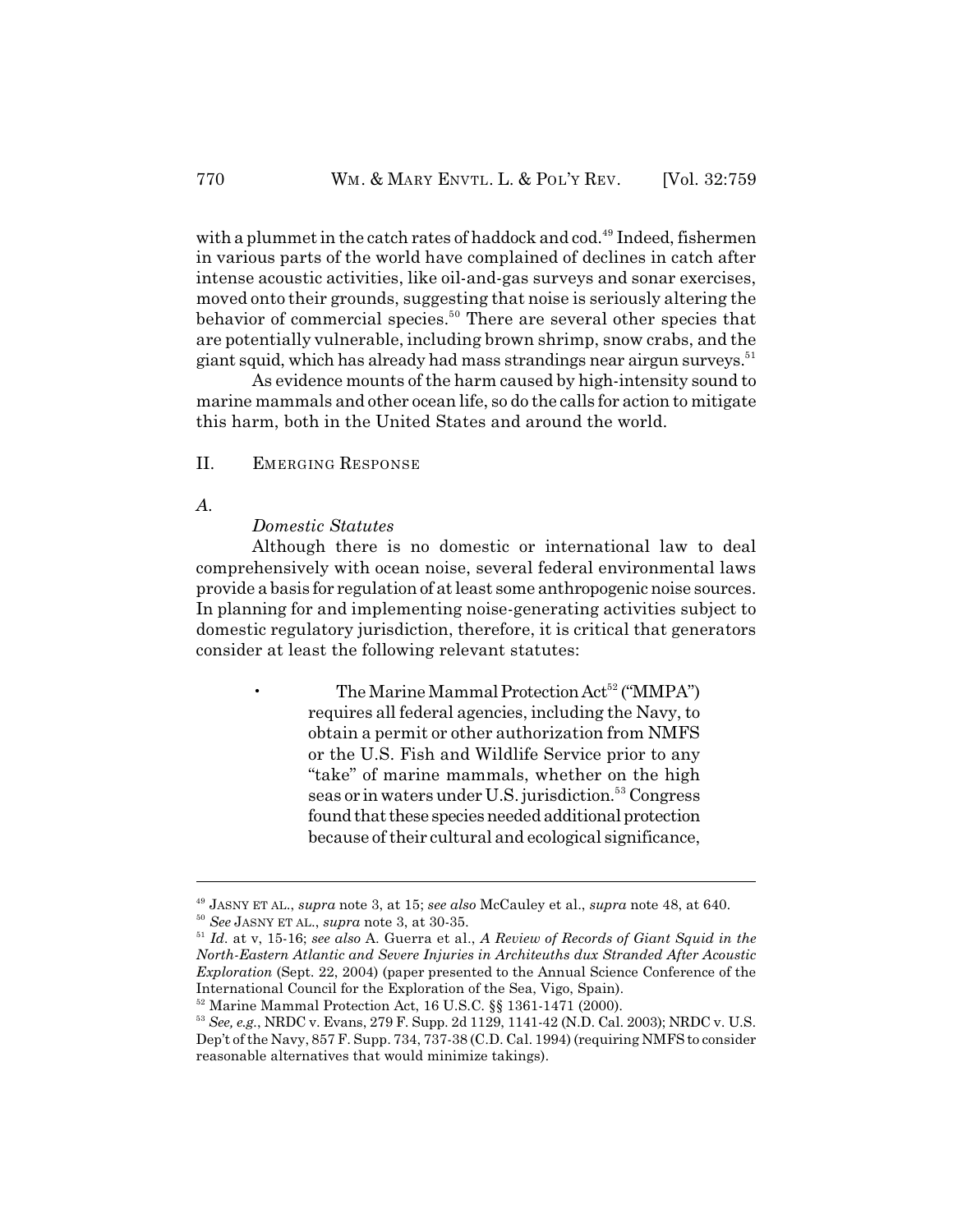with a plummet in the catch rates of haddock and cod.[49] Indeed, fishermen in various parts of the world have complained of declines in catch after intense acoustic activities, like oil-and-gas surveys and sonar exercises, moved onto their grounds, suggesting that noise is seriously altering the behavior of commercial species.[50] There are several other species that are potentially vulnerable, including brown shrimp, snow crabs, and the giant squid, which has already had mass strandings near airgun surveys.[51]

As evidence mounts of the harm caused by high-intensity sound to marine mammals and other ocean life, so do the calls for action to mitigate this harm, both in the United States and around the world.

## II. EMERGING RESPONSE

### *A. Domestic Statutes*

Although there is no domestic or international law to deal comprehensively with ocean noise, several federal environmental laws provide a basis for regulation of at least some anthropogenic noise sources. In planning for and implementing noise-generating activities subject to domestic regulatory jurisdiction, therefore, it is critical that generators consider at least the following relevant statutes:

- The Marine Mammal Protection Act[52] ("MMPA") requires all federal agencies, including the Navy, to obtain a permit or other authorization from NMFS or the U.S. Fish and Wildlife Service prior to any "take" of marine mammals, whether on the high seas or in waters under U.S. jurisdiction.[53] Congress found that these species needed additional protection because of their cultural and ecological significance,

---

[49] JASNY ET AL., *supra* note 3, at 15; *see also* McCauley et al., *supra* note 48, at 640.

[50] *See* JASNY ET AL., *supra* note 3, at 30-35.

[51] *Id.* at v, 15-16; *see also* A. Guerra et al., *A Review of Records of Giant Squid in the North-Eastern Atlantic and Severe Injuries in Architeuths dux Stranded After Acoustic Exploration* (Sept. 22, 2004) (paper presented to the Annual Science Conference of the International Council for the Exploration of the Sea, Vigo, Spain).

[52] Marine Mammal Protection Act, 16 U.S.C. §§ 1361-1471 (2000).

[53] *See, e.g.*, NRDC v. Evans, 279 F. Supp. 2d 1129, 1141-42 (N.D. Cal. 2003); NRDC v. U.S. Dep't of the Navy, 857 F. Supp. 734, 737-38 (C.D. Cal. 1994) (requiring NMFS to consider reasonable alternatives that would minimize takings).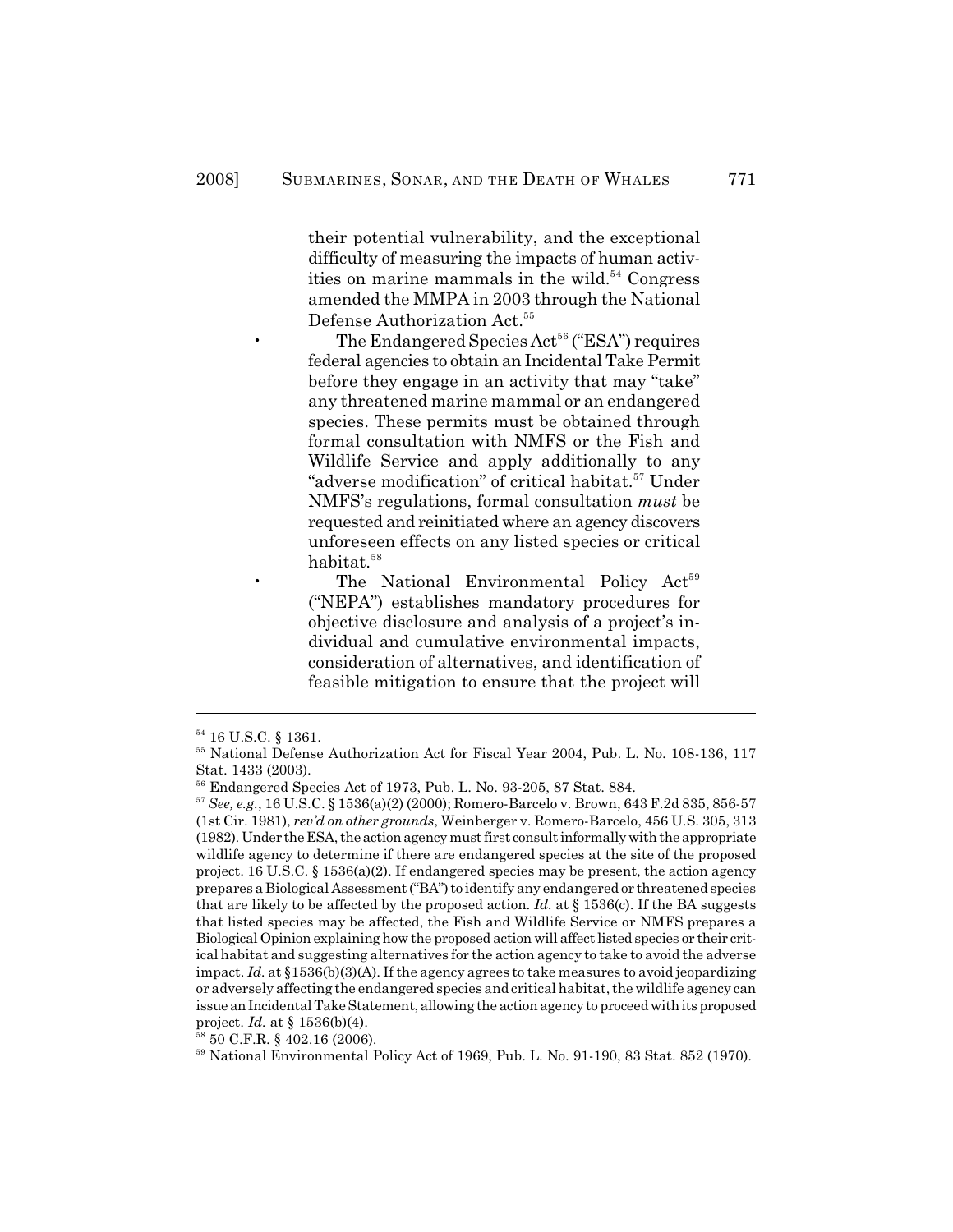their potential vulnerability, and the exceptional difficulty of measuring the impacts of human activities on marine mammals in the wild.[54] Congress amended the MMPA in 2003 through the National Defense Authorization Act.[55]

- The Endangered Species Act[56] ("ESA") requires federal agencies to obtain an Incidental Take Permit before they engage in an activity that may "take" any threatened marine mammal or an endangered species. These permits must be obtained through formal consultation with NMFS or the Fish and Wildlife Service and apply additionally to any "adverse modification" of critical habitat.[57] Under NMFS's regulations, formal consultation *must* be requested and reinitiated where an agency discovers unforeseen effects on any listed species or critical habitat.[58]
- The National Environmental Policy Act[59] ("NEPA") establishes mandatory procedures for objective disclosure and analysis of a project's individual and cumulative environmental impacts, consideration of alternatives, and identification of feasible mitigation to ensure that the project will

---

[54] 16 U.S.C. § 1361.

[55] National Defense Authorization Act for Fiscal Year 2004, Pub. L. No. 108-136, 117 Stat. 1433 (2003).

[56] Endangered Species Act of 1973, Pub. L. No. 93-205, 87 Stat. 884.

[57] *See, e.g.*, 16 U.S.C. § 1536(a)(2) (2000); Romero-Barcelo v. Brown, 643 F.2d 835, 856-57 (1st Cir. 1981), *rev'd on other grounds*, Weinberger v. Romero-Barcelo, 456 U.S. 305, 313 (1982). Under the ESA, the action agency must first consult informally with the appropriate wildlife agency to determine if there are endangered species at the site of the proposed project. 16 U.S.C. § 1536(a)(2). If endangered species may be present, the action agency prepares a Biological Assessment ("BA") to identify any endangered or threatened species that are likely to be affected by the proposed action. *Id.* at § 1536(c). If the BA suggests that listed species may be affected, the Fish and Wildlife Service or NMFS prepares a Biological Opinion explaining how the proposed action will affect listed species or their critical habitat and suggesting alternatives for the action agency to take to avoid the adverse impact. *Id.* at §1536(b)(3)(A). If the agency agrees to take measures to avoid jeopardizing or adversely affecting the endangered species and critical habitat, the wildlife agency can issue an Incidental Take Statement, allowing the action agency to proceed with its proposed project. *Id.* at § 1536(b)(4).

[58] 50 C.F.R. § 402.16 (2006).

[59] National Environmental Policy Act of 1969, Pub. L. No. 91-190, 83 Stat. 852 (1970).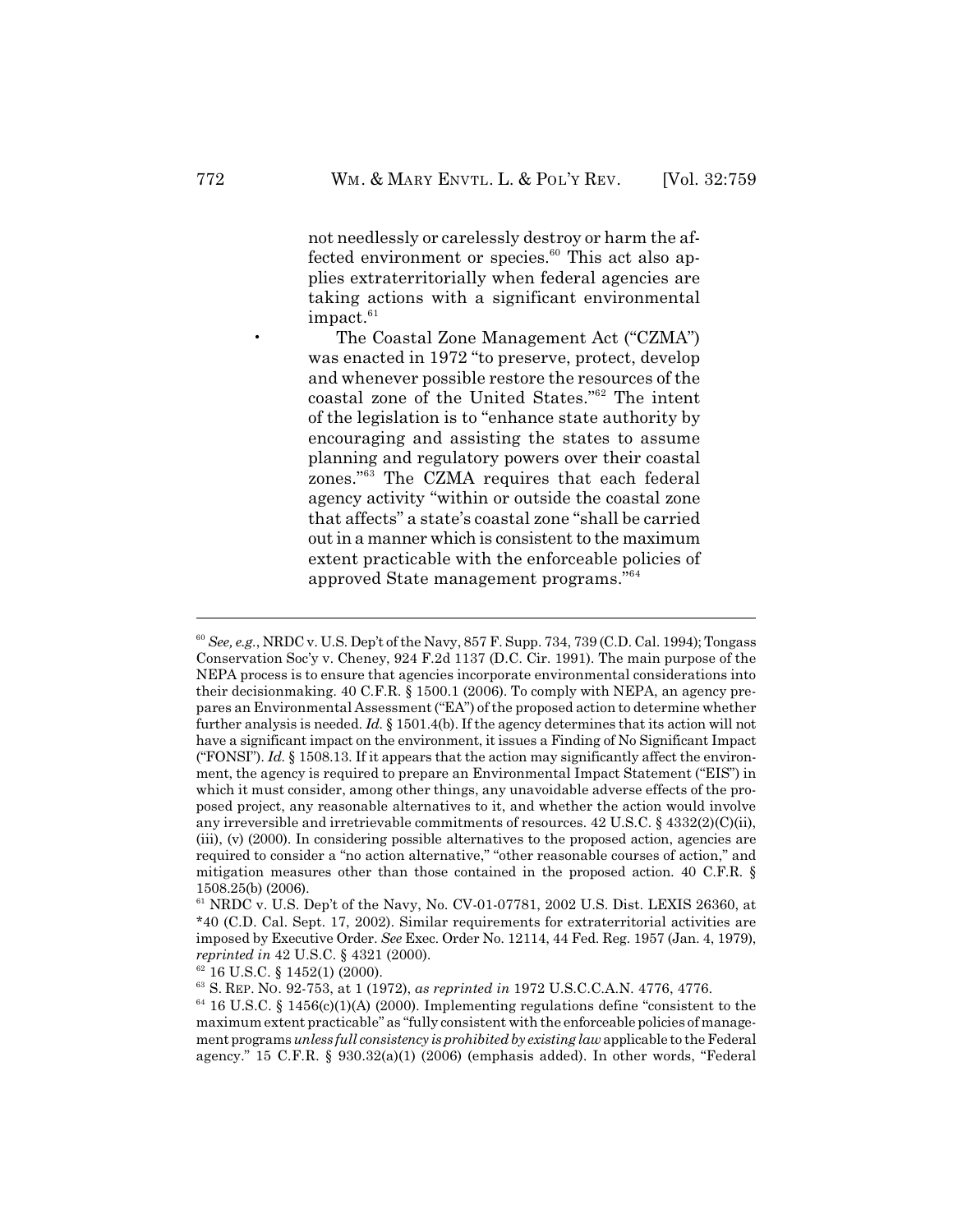not needlessly or carelessly destroy or harm the affected environment or species.[60] This act also applies extraterritorially when federal agencies are taking actions with a significant environmental impact.[61]

- The Coastal Zone Management Act ("CZMA") was enacted in 1972 "to preserve, protect, develop and whenever possible restore the resources of the coastal zone of the United States."[62] The intent of the legislation is to "enhance state authority by encouraging and assisting the states to assume planning and regulatory powers over their coastal zones."[63] The CZMA requires that each federal agency activity "within or outside the coastal zone that affects" a state's coastal zone "shall be carried out in a manner which is consistent to the maximum extent practicable with the enforceable policies of approved State management programs."[64]

---

[60] *See, e.g.*, NRDC v. U.S. Dep't of the Navy, 857 F. Supp. 734, 739 (C.D. Cal. 1994); Tongass Conservation Soc'y v. Cheney, 924 F.2d 1137 (D.C. Cir. 1991). The main purpose of the NEPA process is to ensure that agencies incorporate environmental considerations into their decisionmaking. 40 C.F.R. § 1500.1 (2006). To comply with NEPA, an agency prepares an Environmental Assessment ("EA") of the proposed action to determine whether further analysis is needed. *Id.* § 1501.4(b). If the agency determines that its action will not have a significant impact on the environment, it issues a Finding of No Significant Impact ("FONSI"). *Id.* § 1508.13. If it appears that the action may significantly affect the environment, the agency is required to prepare an Environmental Impact Statement ("EIS") in which it must consider, among other things, any unavoidable adverse effects of the proposed project, any reasonable alternatives to it, and whether the action would involve any irreversible and irretrievable commitments of resources. 42 U.S.C. § 4332(2)(C)(ii), (iii), (v) (2000). In considering possible alternatives to the proposed action, agencies are required to consider a "no action alternative," "other reasonable courses of action," and mitigation measures other than those contained in the proposed action. 40 C.F.R. § 1508.25(b) (2006).

[61] NRDC v. U.S. Dep't of the Navy, No. CV-01-07781, 2002 U.S. Dist. LEXIS 26360, at *40 (C.D. Cal. Sept. 17, 2002). Similar requirements for extraterritorial activities are imposed by Executive Order. *See* Exec. Order No. 12114, 44 Fed. Reg. 1957 (Jan. 4, 1979), *reprinted in* 42 U.S.C. § 4321 (2000).

[62] 16 U.S.C. § 1452(1) (2000).

[63] S. REP. NO. 92-753, at 1 (1972), *as reprinted in* 1972 U.S.C.C.A.N. 4776, 4776.

[64] 16 U.S.C. § 1456(c)(1)(A) (2000). Implementing regulations define "consistent to the maximum extent practicable" as "fully consistent with the enforceable policies of management programs *unless full consistency is prohibited by existing law* applicable to the Federal agency." 15 C.F.R. § 930.32(a)(1) (2006) (emphasis added). In other words, "Federal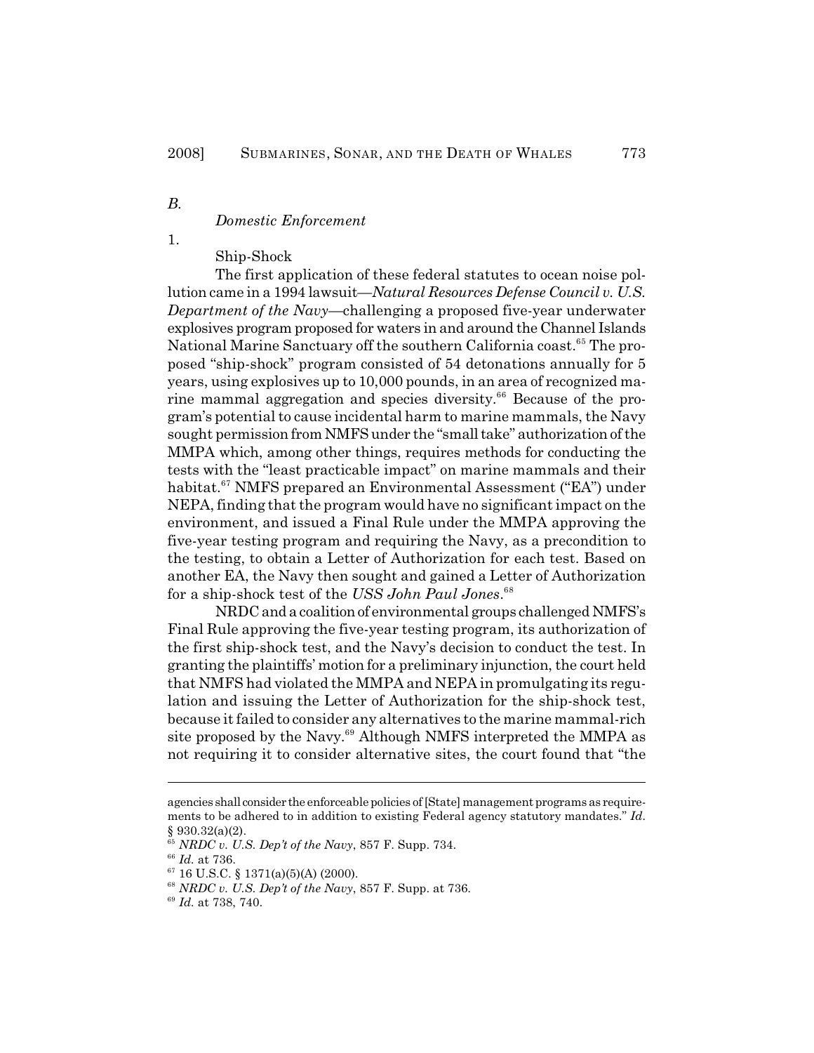### *B. Domestic Enforcement*

#### 1. Ship-Shock

The first application of these federal statutes to ocean noise pollution came in a 1994 lawsuit—*Natural Resources Defense Council v. U.S. Department of the Navy*—challenging a proposed five-year underwater explosives program proposed for waters in and around the Channel Islands National Marine Sanctuary off the southern California coast.[65] The proposed "ship-shock" program consisted of 54 detonations annually for 5 years, using explosives up to 10,000 pounds, in an area of recognized marine mammal aggregation and species diversity.[66] Because of the program's potential to cause incidental harm to marine mammals, the Navy sought permission from NMFS under the "small take" authorization of the MMPA which, among other things, requires methods for conducting the tests with the "least practicable impact" on marine mammals and their habitat.[67] NMFS prepared an Environmental Assessment ("EA") under NEPA, finding that the program would have no significant impact on the environment, and issued a Final Rule under the MMPA approving the five-year testing program and requiring the Navy, as a precondition to the testing, to obtain a Letter of Authorization for each test. Based on another EA, the Navy then sought and gained a Letter of Authorization for a ship-shock test of the *USS John Paul Jones*.[68]

NRDC and a coalition of environmental groups challenged NMFS's Final Rule approving the five-year testing program, its authorization of the first ship-shock test, and the Navy's decision to conduct the test. In granting the plaintiffs' motion for a preliminary injunction, the court held that NMFS had violated the MMPA and NEPA in promulgating its regulation and issuing the Letter of Authorization for the ship-shock test, because it failed to consider any alternatives to the marine mammal-rich site proposed by the Navy.[69] Although NMFS interpreted the MMPA as not requiring it to consider alternative sites, the court found that "the

---

agencies shall consider the enforceable policies of [State] management programs as requirements to be adhered to in addition to existing Federal agency statutory mandates." *Id.* § 930.32(a)(2).

[65] *NRDC v. U.S. Dep't of the Navy*, 857 F. Supp. 734.

[66] *Id.* at 736.

[67] 16 U.S.C. § 1371(a)(5)(A) (2000).

[68] *NRDC v. U.S. Dep't of the Navy*, 857 F. Supp. at 736.

[69] *Id.* at 738, 740.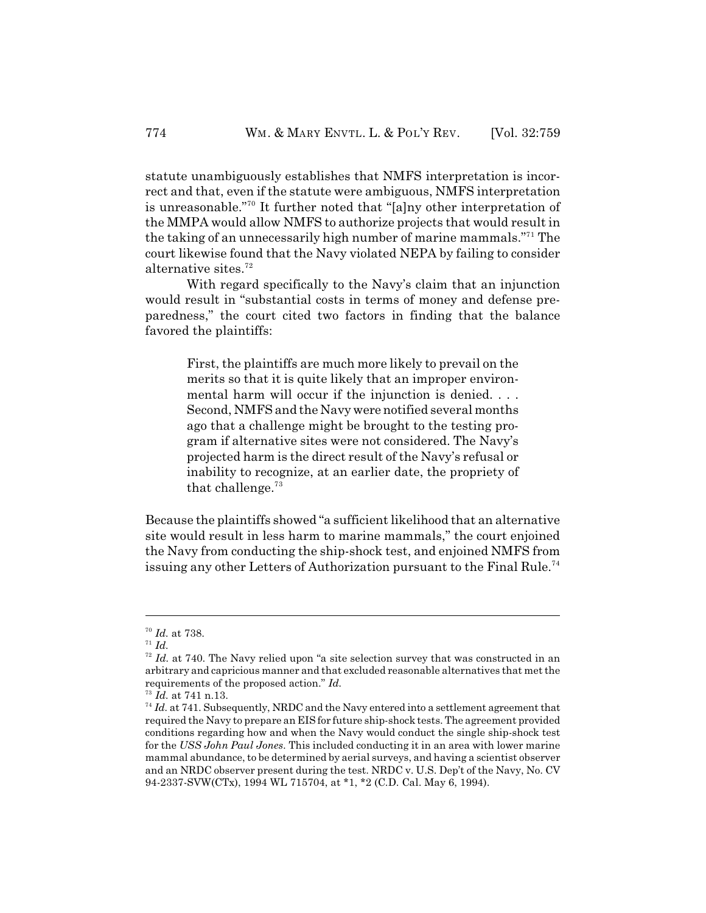statute unambiguously establishes that NMFS interpretation is incorrect and that, even if the statute were ambiguous, NMFS interpretation is unreasonable."[70] It further noted that "[a]ny other interpretation of the MMPA would allow NMFS to authorize projects that would result in the taking of an unnecessarily high number of marine mammals."[71] The court likewise found that the Navy violated NEPA by failing to consider alternative sites.[72]

With regard specifically to the Navy's claim that an injunction would result in "substantial costs in terms of money and defense preparedness," the court cited two factors in finding that the balance favored the plaintiffs:

> First, the plaintiffs are much more likely to prevail on the merits so that it is quite likely that an improper environmental harm will occur if the injunction is denied. . . . Second, NMFS and the Navy were notified several months ago that a challenge might be brought to the testing program if alternative sites were not considered. The Navy's projected harm is the direct result of the Navy's refusal or inability to recognize, at an earlier date, the propriety of that challenge.[73]

Because the plaintiffs showed "a sufficient likelihood that an alternative site would result in less harm to marine mammals," the court enjoined the Navy from conducting the ship-shock test, and enjoined NMFS from issuing any other Letters of Authorization pursuant to the Final Rule.[74]

---

[70] *Id.* at 738.

[71] *Id.*

[72] *Id.* at 740. The Navy relied upon "a site selection survey that was constructed in an arbitrary and capricious manner and that excluded reasonable alternatives that met the requirements of the proposed action." *Id.*

[73] *Id.* at 741 n.13.

[74] *Id.* at 741. Subsequently, NRDC and the Navy entered into a settlement agreement that required the Navy to prepare an EIS for future ship-shock tests. The agreement provided conditions regarding how and when the Navy would conduct the single ship-shock test for the *USS John Paul Jones*. This included conducting it in an area with lower marine mammal abundance, to be determined by aerial surveys, and having a scientist observer and an NRDC observer present during the test. NRDC v. U.S. Dep't of the Navy, No. CV 94-2337-SVW(CTx), 1994 WL 715704, at *1, *2 (C.D. Cal. May 6, 1994).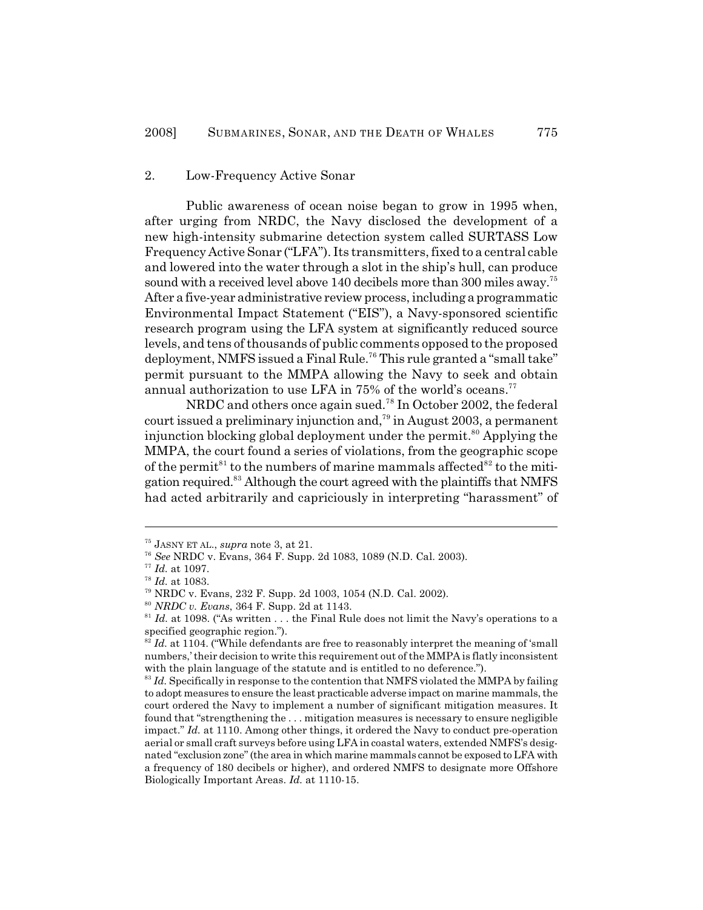### 2. Low-Frequency Active Sonar

Public awareness of ocean noise began to grow in 1995 when, after urging from NRDC, the Navy disclosed the development of a new high-intensity submarine detection system called SURTASS Low Frequency Active Sonar ("LFA"). Its transmitters, fixed to a central cable and lowered into the water through a slot in the ship's hull, can produce sound with a received level above 140 decibels more than 300 miles away.[75] After a five-year administrative review process, including a programmatic Environmental Impact Statement ("EIS"), a Navy-sponsored scientific research program using the LFA system at significantly reduced source levels, and tens of thousands of public comments opposed to the proposed deployment, NMFS issued a Final Rule.[76] This rule granted a "small take" permit pursuant to the MMPA allowing the Navy to seek and obtain annual authorization to use LFA in 75% of the world's oceans.[77]

NRDC and others once again sued.[78] In October 2002, the federal court issued a preliminary injunction and,[79] in August 2003, a permanent injunction blocking global deployment under the permit.[80] Applying the MMPA, the court found a series of violations, from the geographic scope of the permit[81] to the numbers of marine mammals affected[82] to the mitigation required.[83] Although the court agreed with the plaintiffs that NMFS had acted arbitrarily and capriciously in interpreting "harassment" of

---

[75] JASNY ET AL., *supra* note 3, at 21.

[76] *See* NRDC v. Evans, 364 F. Supp. 2d 1083, 1089 (N.D. Cal. 2003).

[77] *Id.* at 1097.

[78] *Id.* at 1083.

[79] NRDC v. Evans, 232 F. Supp. 2d 1003, 1054 (N.D. Cal. 2002).

[80] *NRDC v. Evans*, 364 F. Supp. 2d at 1143.

[81] *Id.* at 1098. ("As written . . . the Final Rule does not limit the Navy's operations to a specified geographic region.").

[82] *Id.* at 1104. ("While defendants are free to reasonably interpret the meaning of 'small numbers,' their decision to write this requirement out of the MMPA is flatly inconsistent with the plain language of the statute and is entitled to no deference.").

[83] *Id.* Specifically in response to the contention that NMFS violated the MMPA by failing to adopt measures to ensure the least practicable adverse impact on marine mammals, the court ordered the Navy to implement a number of significant mitigation measures. It found that "strengthening the . . . mitigation measures is necessary to ensure negligible impact." *Id.* at 1110. Among other things, it ordered the Navy to conduct pre-operation aerial or small craft surveys before using LFA in coastal waters, extended NMFS's designated "exclusion zone" (the area in which marine mammals cannot be exposed to LFA with a frequency of 180 decibels or higher), and ordered NMFS to designate more Offshore Biologically Important Areas. *Id.* at 1110-15.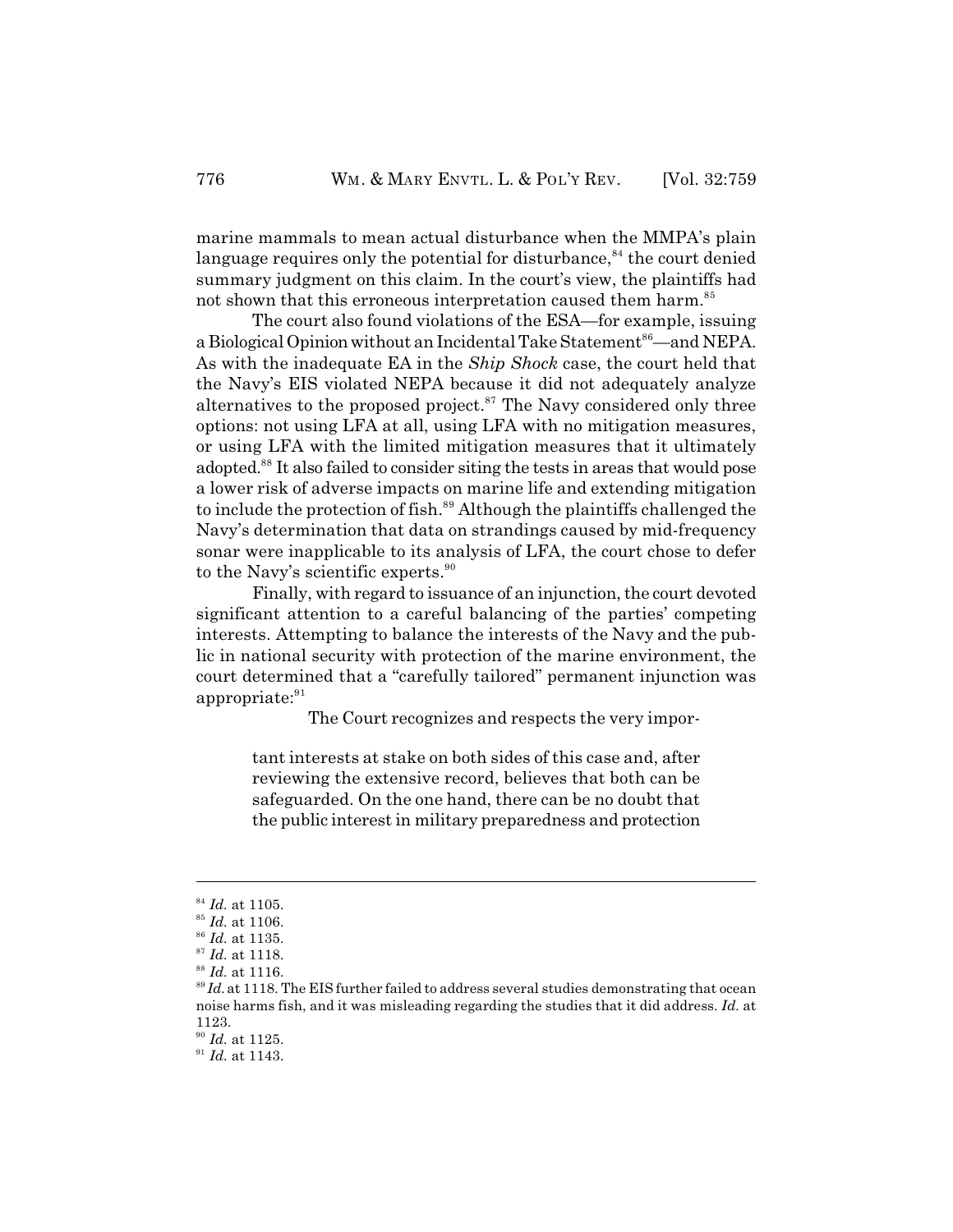marine mammals to mean actual disturbance when the MMPA's plain language requires only the potential for disturbance,[84] the court denied summary judgment on this claim. In the court's view, the plaintiffs had not shown that this erroneous interpretation caused them harm.[85]

The court also found violations of the ESA—for example, issuing a Biological Opinion without an Incidental Take Statement[86]—and NEPA. As with the inadequate EA in the *Ship Shock* case, the court held that the Navy's EIS violated NEPA because it did not adequately analyze alternatives to the proposed project.[87] The Navy considered only three options: not using LFA at all, using LFA with no mitigation measures, or using LFA with the limited mitigation measures that it ultimately adopted.[88] It also failed to consider siting the tests in areas that would pose a lower risk of adverse impacts on marine life and extending mitigation to include the protection of fish.[89] Although the plaintiffs challenged the Navy's determination that data on strandings caused by mid-frequency sonar were inapplicable to its analysis of LFA, the court chose to defer to the Navy's scientific experts.[90]

Finally, with regard to issuance of an injunction, the court devoted significant attention to a careful balancing of the parties' competing interests. Attempting to balance the interests of the Navy and the public in national security with protection of the marine environment, the court determined that a "carefully tailored" permanent injunction was appropriate:[91]

> The Court recognizes and respects the very important interests at stake on both sides of this case and, after reviewing the extensive record, believes that both can be safeguarded. On the one hand, there can be no doubt that the public interest in military preparedness and protection

---

[84] *Id.* at 1105.

[85] *Id.* at 1106.

[86] *Id.* at 1135.

[87] *Id.* at 1118.

[88] *Id.* at 1116.

[89] *Id.* at 1118. The EIS further failed to address several studies demonstrating that ocean noise harms fish, and it was misleading regarding the studies that it did address. *Id.* at 1123.

[90] *Id.* at 1125.

[91] *Id.* at 1143.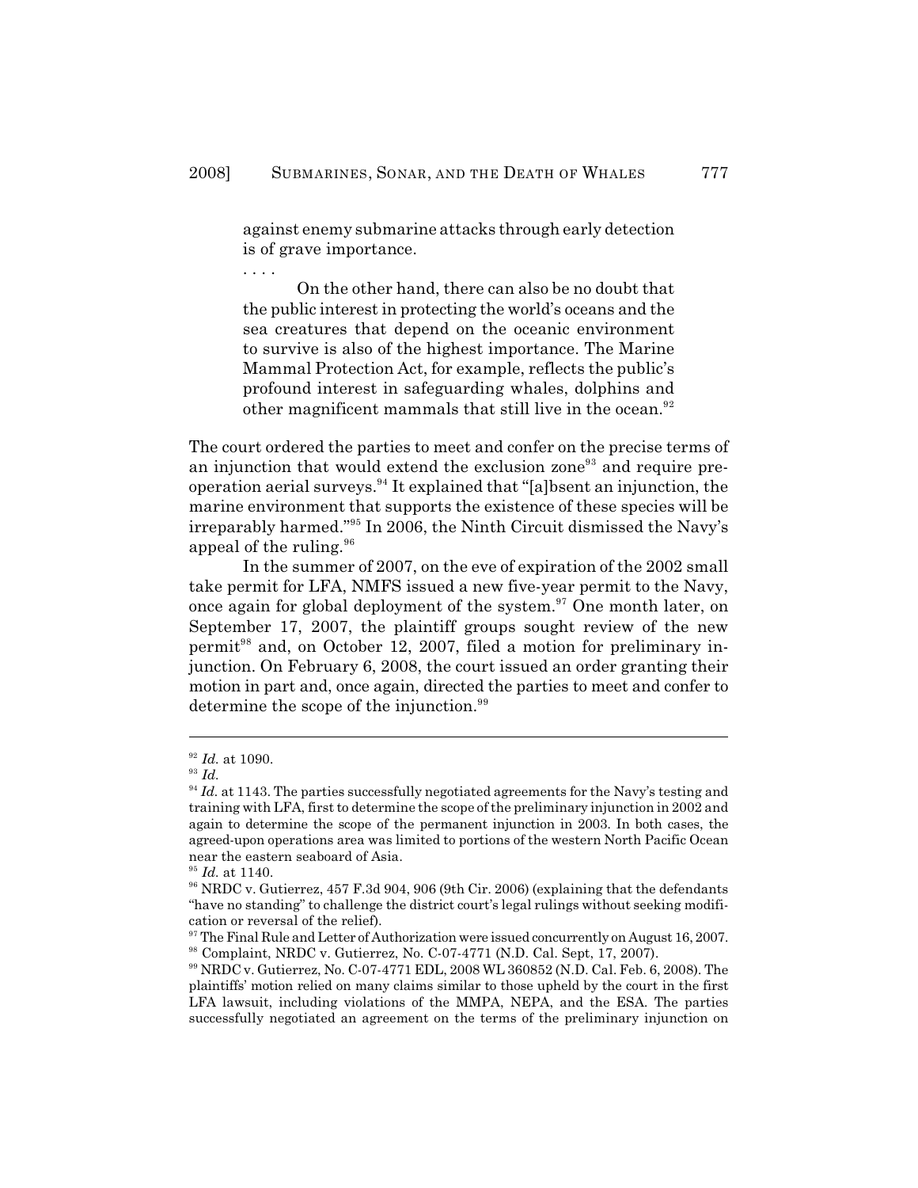> against enemy submarine attacks through early detection is of grave importance.
>
> . . . .
>
> On the other hand, there can also be no doubt that the public interest in protecting the world's oceans and the sea creatures that depend on the oceanic environment to survive is also of the highest importance. The Marine Mammal Protection Act, for example, reflects the public's profound interest in safeguarding whales, dolphins and other magnificent mammals that still live in the ocean.[92]

The court ordered the parties to meet and confer on the precise terms of an injunction that would extend the exclusion zone[93] and require pre-operation aerial surveys.[94] It explained that "[a]bsent an injunction, the marine environment that supports the existence of these species will be irreparably harmed."[95] In 2006, the Ninth Circuit dismissed the Navy's appeal of the ruling.[96]

In the summer of 2007, on the eve of expiration of the 2002 small take permit for LFA, NMFS issued a new five-year permit to the Navy, once again for global deployment of the system.[97] One month later, on September 17, 2007, the plaintiff groups sought review of the new permit[98] and, on October 12, 2007, filed a motion for preliminary injunction. On February 6, 2008, the court issued an order granting their motion in part and, once again, directed the parties to meet and confer to determine the scope of the injunction.[99]

---

[92] *Id.* at 1090.

[93] *Id.*

[94] *Id.* at 1143. The parties successfully negotiated agreements for the Navy's testing and training with LFA, first to determine the scope of the preliminary injunction in 2002 and again to determine the scope of the permanent injunction in 2003. In both cases, the agreed-upon operations area was limited to portions of the western North Pacific Ocean near the eastern seaboard of Asia.

[95] *Id.* at 1140.

[96] NRDC v. Gutierrez, 457 F.3d 904, 906 (9th Cir. 2006) (explaining that the defendants "have no standing" to challenge the district court's legal rulings without seeking modification or reversal of the relief).

[97] The Final Rule and Letter of Authorization were issued concurrently on August 16, 2007.

[98] Complaint, NRDC v. Gutierrez, No. C-07-4771 (N.D. Cal. Sept, 17, 2007).

[99] NRDC v. Gutierrez, No. C-07-4771 EDL, 2008 WL 360852 (N.D. Cal. Feb. 6, 2008). The plaintiffs' motion relied on many claims similar to those upheld by the court in the first LFA lawsuit, including violations of the MMPA, NEPA, and the ESA. The parties successfully negotiated an agreement on the terms of the preliminary injunction on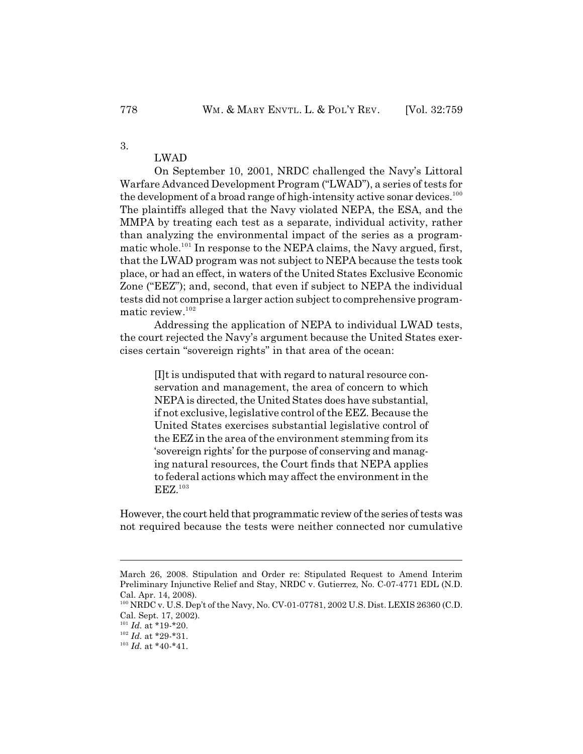### 3. LWAD

On September 10, 2001, NRDC challenged the Navy's Littoral Warfare Advanced Development Program ("LWAD"), a series of tests for the development of a broad range of high-intensity active sonar devices.[100] The plaintiffs alleged that the Navy violated NEPA, the ESA, and the MMPA by treating each test as a separate, individual activity, rather than analyzing the environmental impact of the series as a programmatic whole.[101] In response to the NEPA claims, the Navy argued, first, that the LWAD program was not subject to NEPA because the tests took place, or had an effect, in waters of the United States Exclusive Economic Zone ("EEZ"); and, second, that even if subject to NEPA the individual tests did not comprise a larger action subject to comprehensive programmatic review.[102]

Addressing the application of NEPA to individual LWAD tests, the court rejected the Navy's argument because the United States exercises certain "sovereign rights" in that area of the ocean:

> [I]t is undisputed that with regard to natural resource conservation and management, the area of concern to which NEPA is directed, the United States does have substantial, if not exclusive, legislative control of the EEZ. Because the United States exercises substantial legislative control of the EEZ in the area of the environment stemming from its 'sovereign rights' for the purpose of conserving and managing natural resources, the Court finds that NEPA applies to federal actions which may affect the environment in the EEZ.[103]

However, the court held that programmatic review of the series of tests was not required because the tests were neither connected nor cumulative

---

March 26, 2008. Stipulation and Order re: Stipulated Request to Amend Interim Preliminary Injunctive Relief and Stay, NRDC v. Gutierrez, No. C-07-4771 EDL (N.D. Cal. Apr. 14, 2008).

[100] NRDC v. U.S. Dep't of the Navy, No. CV-01-07781, 2002 U.S. Dist. LEXIS 26360 (C.D. Cal. Sept. 17, 2002).

[101] *Id.* at *19-*20.

[102] *Id.* at *29-*31.

[103] *Id.* at *40-*41.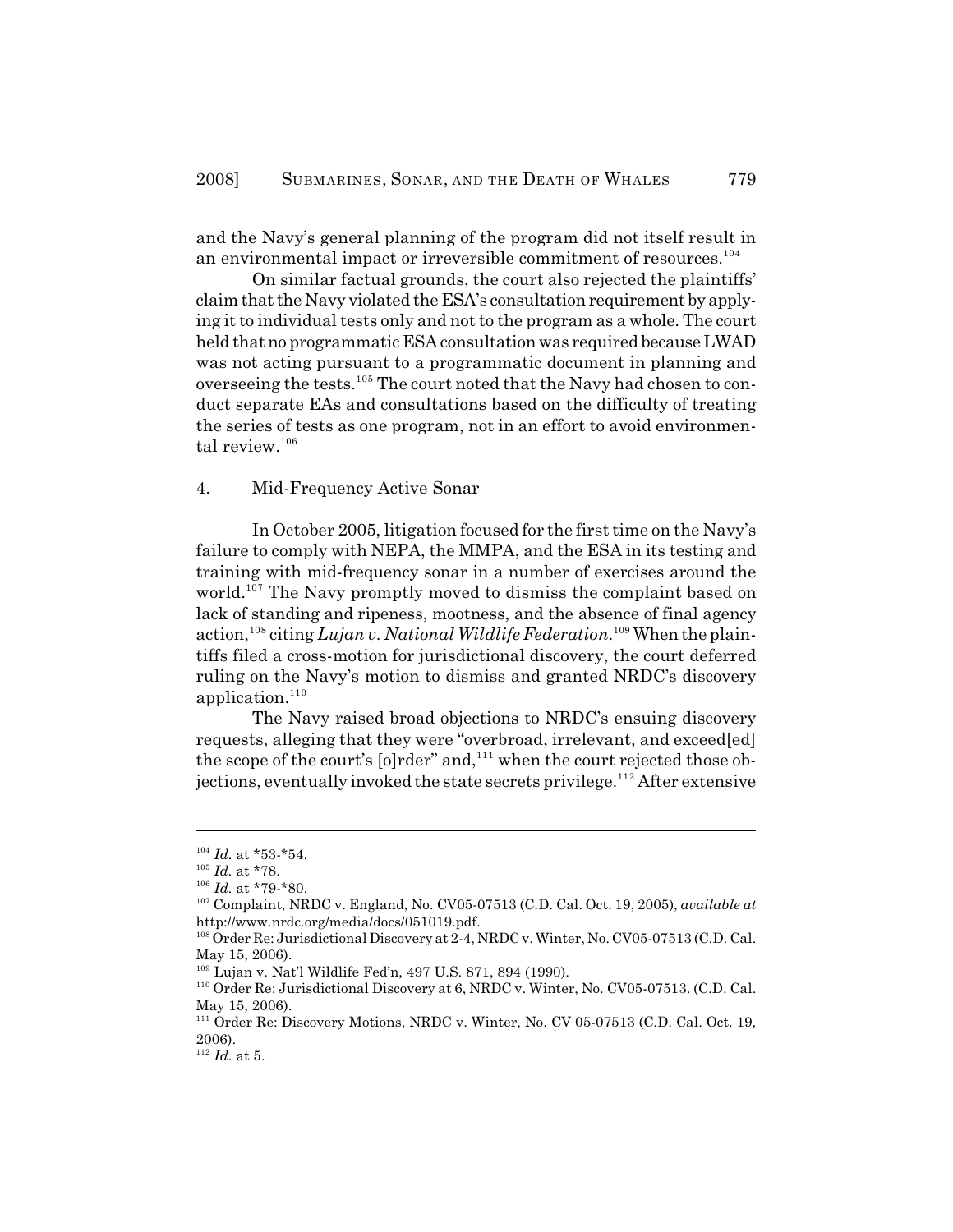and the Navy's general planning of the program did not itself result in an environmental impact or irreversible commitment of resources.[104]

On similar factual grounds, the court also rejected the plaintiffs' claim that the Navy violated the ESA's consultation requirement by applying it to individual tests only and not to the program as a whole. The court held that no programmatic ESA consultation was required because LWAD was not acting pursuant to a programmatic document in planning and overseeing the tests.[105] The court noted that the Navy had chosen to conduct separate EAs and consultations based on the difficulty of treating the series of tests as one program, not in an effort to avoid environmental review.[106]

### 4. Mid-Frequency Active Sonar

In October 2005, litigation focused for the first time on the Navy's failure to comply with NEPA, the MMPA, and the ESA in its testing and training with mid-frequency sonar in a number of exercises around the world.[107] The Navy promptly moved to dismiss the complaint based on lack of standing and ripeness, mootness, and the absence of final agency action,[108] citing *Lujan v. National Wildlife Federation*.[109] When the plaintiffs filed a cross-motion for jurisdictional discovery, the court deferred ruling on the Navy's motion to dismiss and granted NRDC's discovery application.[110]

The Navy raised broad objections to NRDC's ensuing discovery requests, alleging that they were "overbroad, irrelevant, and exceed[ed] the scope of the court's [o]rder" and,[111] when the court rejected those objections, eventually invoked the state secrets privilege.[112] After extensive

---

[104] *Id.* at *53-*54.

[105] *Id.* at *78.

[106] *Id.* at *79-*80.

[107] Complaint, NRDC v. England, No. CV05-07513 (C.D. Cal. Oct. 19, 2005), *available at* http://www.nrdc.org/media/docs/051019.pdf.

[108] Order Re: Jurisdictional Discovery at 2-4, NRDC v. Winter, No. CV05-07513 (C.D. Cal. May 15, 2006).

[109] Lujan v. Nat'l Wildlife Fed'n, 497 U.S. 871, 894 (1990).

[110] Order Re: Jurisdictional Discovery at 6, NRDC v. Winter, No. CV05-07513. (C.D. Cal. May 15, 2006).

[111] Order Re: Discovery Motions, NRDC v. Winter, No. CV 05-07513 (C.D. Cal. Oct. 19, 2006).

[112] *Id.* at 5.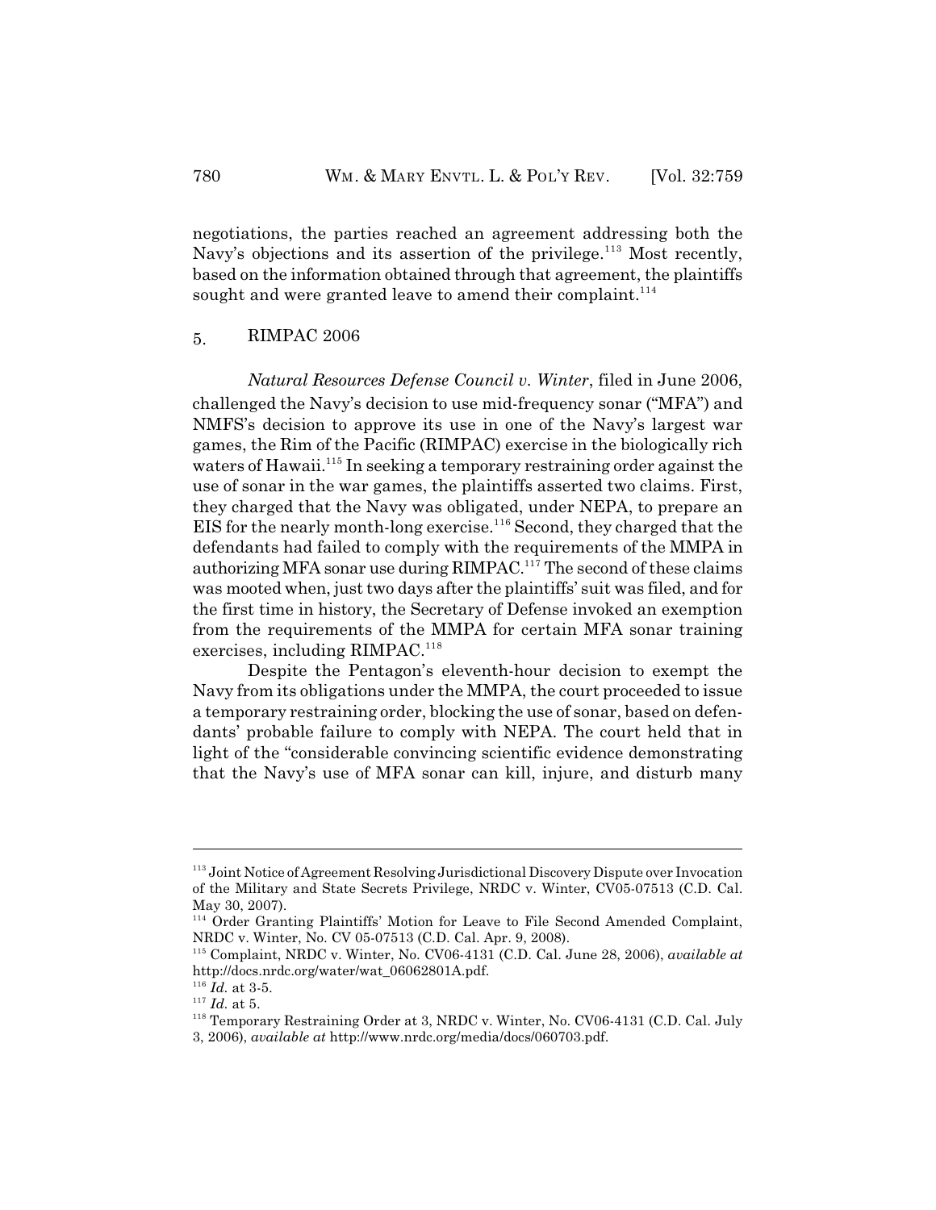negotiations, the parties reached an agreement addressing both the Navy's objections and its assertion of the privilege.[113] Most recently, based on the information obtained through that agreement, the plaintiffs sought and were granted leave to amend their complaint.[114]

### 5. RIMPAC 2006

*Natural Resources Defense Council v. Winter*, filed in June 2006, challenged the Navy's decision to use mid-frequency sonar ("MFA") and NMFS's decision to approve its use in one of the Navy's largest war games, the Rim of the Pacific (RIMPAC) exercise in the biologically rich waters of Hawaii.[115] In seeking a temporary restraining order against the use of sonar in the war games, the plaintiffs asserted two claims. First, they charged that the Navy was obligated, under NEPA, to prepare an EIS for the nearly month-long exercise.[116] Second, they charged that the defendants had failed to comply with the requirements of the MMPA in authorizing MFA sonar use during RIMPAC.[117] The second of these claims was mooted when, just two days after the plaintiffs' suit was filed, and for the first time in history, the Secretary of Defense invoked an exemption from the requirements of the MMPA for certain MFA sonar training exercises, including RIMPAC.[118]

Despite the Pentagon's eleventh-hour decision to exempt the Navy from its obligations under the MMPA, the court proceeded to issue a temporary restraining order, blocking the use of sonar, based on defendants' probable failure to comply with NEPA. The court held that in light of the "considerable convincing scientific evidence demonstrating that the Navy's use of MFA sonar can kill, injure, and disturb many

---

[113] Joint Notice of Agreement Resolving Jurisdictional Discovery Dispute over Invocation of the Military and State Secrets Privilege, NRDC v. Winter, CV05-07513 (C.D. Cal. May 30, 2007).

[114] Order Granting Plaintiffs' Motion for Leave to File Second Amended Complaint, NRDC v. Winter, No. CV 05-07513 (C.D. Cal. Apr. 9, 2008).

[115] Complaint, NRDC v. Winter, No. CV06-4131 (C.D. Cal. June 28, 2006), *available at* http://docs.nrdc.org/water/wat_06062801A.pdf.

[116] *Id.* at 3-5.

[117] *Id.* at 5.

[118] Temporary Restraining Order at 3, NRDC v. Winter, No. CV06-4131 (C.D. Cal. July 3, 2006), *available at* http://www.nrdc.org/media/docs/060703.pdf.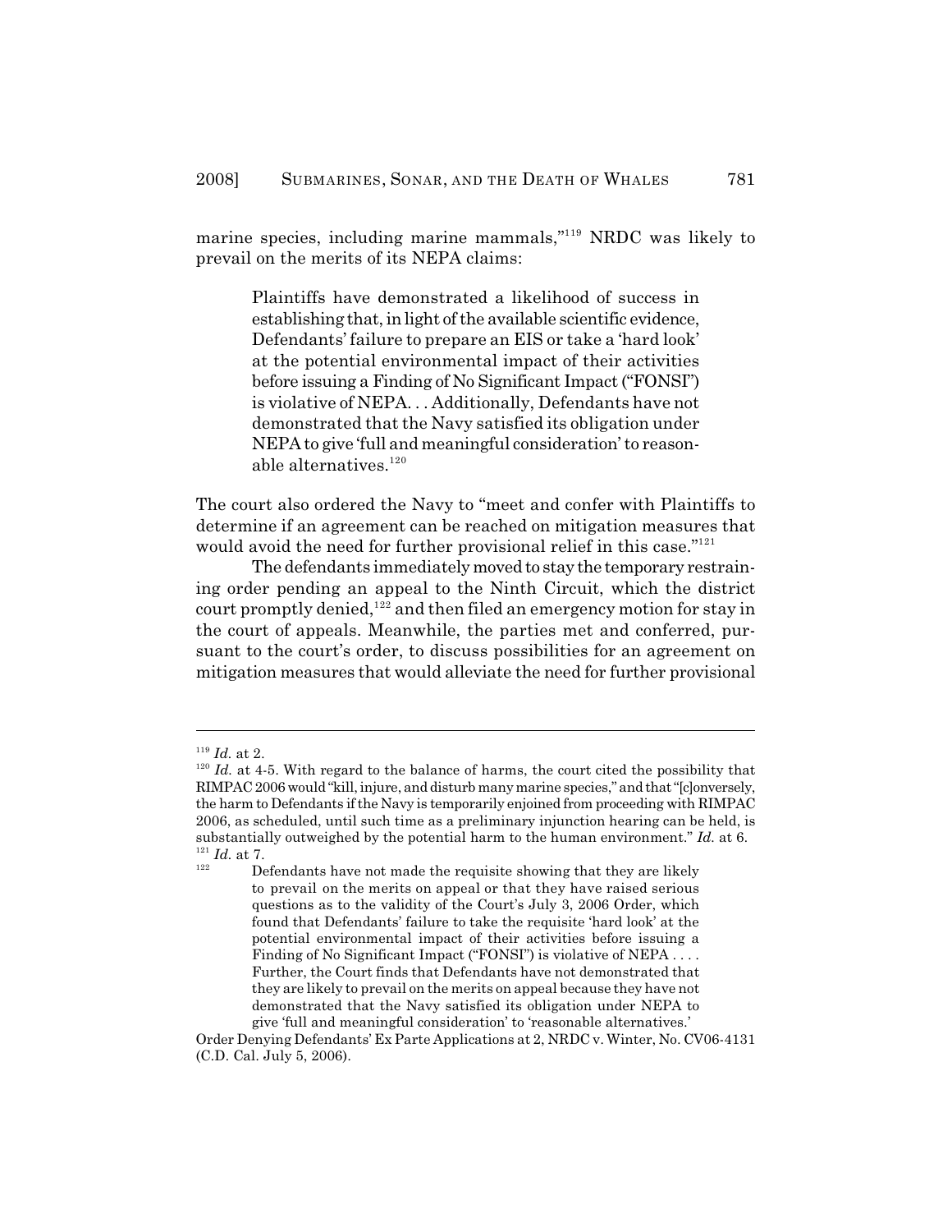marine species, including marine mammals,"[119] NRDC was likely to prevail on the merits of its NEPA claims:

> Plaintiffs have demonstrated a likelihood of success in establishing that, in light of the available scientific evidence, Defendants' failure to prepare an EIS or take a 'hard look' at the potential environmental impact of their activities before issuing a Finding of No Significant Impact ("FONSI") is violative of NEPA. . . Additionally, Defendants have not demonstrated that the Navy satisfied its obligation under NEPA to give 'full and meaningful consideration' to reasonable alternatives.[120]

The court also ordered the Navy to "meet and confer with Plaintiffs to determine if an agreement can be reached on mitigation measures that would avoid the need for further provisional relief in this case."[121]

The defendants immediately moved to stay the temporary restraining order pending an appeal to the Ninth Circuit, which the district court promptly denied,[122] and then filed an emergency motion for stay in the court of appeals. Meanwhile, the parties met and conferred, pursuant to the court's order, to discuss possibilities for an agreement on mitigation measures that would alleviate the need for further provisional

---

[119] *Id.* at 2.

[120] *Id.* at 4-5. With regard to the balance of harms, the court cited the possibility that RIMPAC 2006 would "kill, injure, and disturb many marine species," and that "[c]onversely, the harm to Defendants if the Navy is temporarily enjoined from proceeding with RIMPAC 2006, as scheduled, until such time as a preliminary injunction hearing can be held, is substantially outweighed by the potential harm to the human environment." *Id.* at 6.

[121] *Id.* at 7.

[122]
> Defendants have not made the requisite showing that they are likely to prevail on the merits on appeal or that they have raised serious questions as to the validity of the Court's July 3, 2006 Order, which found that Defendants' failure to take the requisite 'hard look' at the potential environmental impact of their activities before issuing a Finding of No Significant Impact ("FONSI") is violative of NEPA . . . . Further, the Court finds that Defendants have not demonstrated that they are likely to prevail on the merits on appeal because they have not demonstrated that the Navy satisfied its obligation under NEPA to give 'full and meaningful consideration' to 'reasonable alternatives.'

Order Denying Defendants' Ex Parte Applications at 2, NRDC v. Winter, No. CV06-4131 (C.D. Cal. July 5, 2006).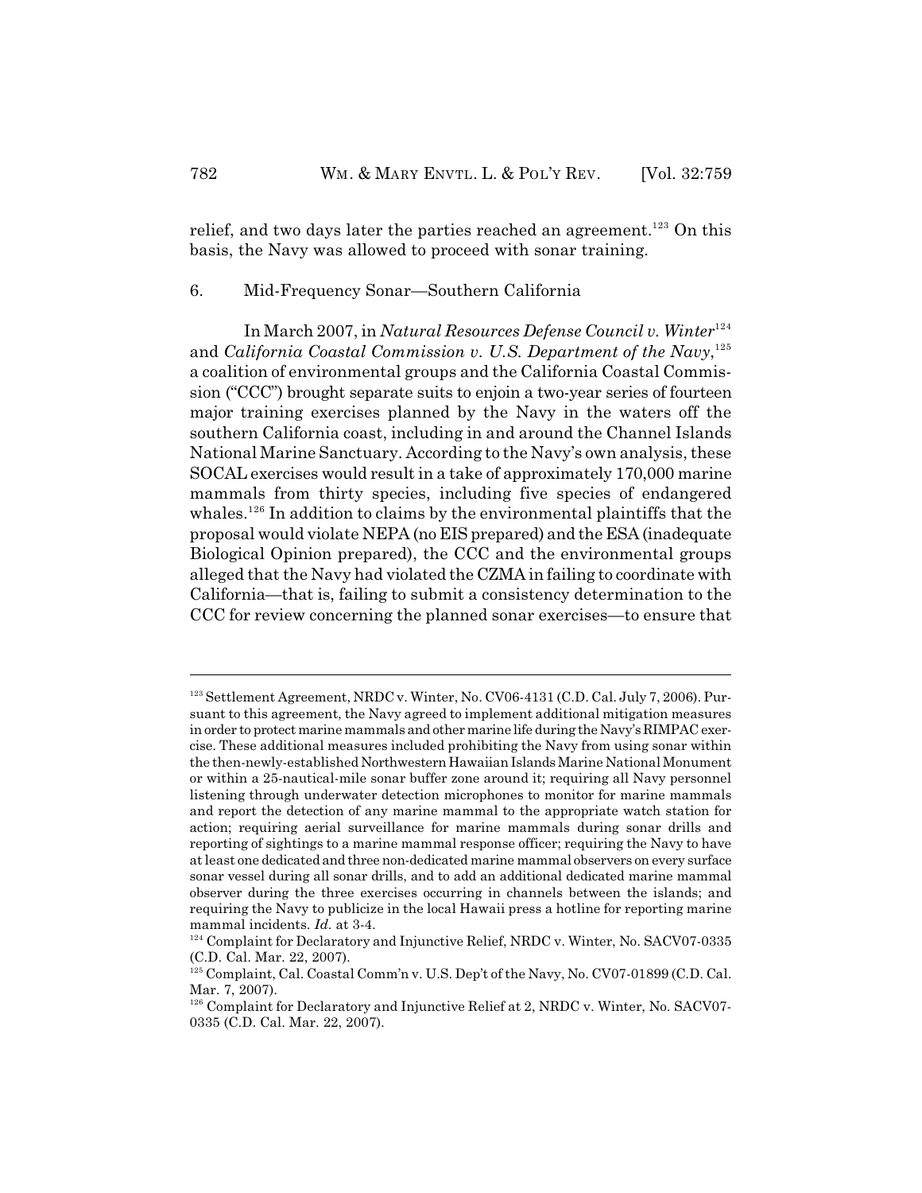relief, and two days later the parties reached an agreement.[123] On this basis, the Navy was allowed to proceed with sonar training.

6. Mid-Frequency Sonar—Southern California

In March 2007, in *Natural Resources Defense Council v. Winter*[124] and *California Coastal Commission v. U.S. Department of the Navy*,[125] a coalition of environmental groups and the California Coastal Commission ("CCC") brought separate suits to enjoin a two-year series of fourteen major training exercises planned by the Navy in the waters off the southern California coast, including in and around the Channel Islands National Marine Sanctuary. According to the Navy's own analysis, these SOCAL exercises would result in a take of approximately 170,000 marine mammals from thirty species, including five species of endangered whales.[126] In addition to claims by the environmental plaintiffs that the proposal would violate NEPA (no EIS prepared) and the ESA (inadequate Biological Opinion prepared), the CCC and the environmental groups alleged that the Navy had violated the CZMA in failing to coordinate with California—that is, failing to submit a consistency determination to the CCC for review concerning the planned sonar exercises—to ensure that

---

[123] Settlement Agreement, NRDC v. Winter, No. CV06-4131 (C.D. Cal. July 7, 2006). Pursuant to this agreement, the Navy agreed to implement additional mitigation measures in order to protect marine mammals and other marine life during the Navy's RIMPAC exercise. These additional measures included prohibiting the Navy from using sonar within the then-newly-established Northwestern Hawaiian Islands Marine National Monument or within a 25-nautical-mile sonar buffer zone around it; requiring all Navy personnel listening through underwater detection microphones to monitor for marine mammals and report the detection of any marine mammal to the appropriate watch station for action; requiring aerial surveillance for marine mammals during sonar drills and reporting of sightings to a marine mammal response officer; requiring the Navy to have at least one dedicated and three non-dedicated marine mammal observers on every surface sonar vessel during all sonar drills, and to add an additional dedicated marine mammal observer during the three exercises occurring in channels between the islands; and requiring the Navy to publicize in the local Hawaii press a hotline for reporting marine mammal incidents. *Id.* at 3-4.

[124] Complaint for Declaratory and Injunctive Relief, NRDC v. Winter, No. SACV07-0335 (C.D. Cal. Mar. 22, 2007).

[125] Complaint, Cal. Coastal Comm'n v. U.S. Dep't of the Navy, No. CV07-01899 (C.D. Cal. Mar. 7, 2007).

[126] Complaint for Declaratory and Injunctive Relief at 2, NRDC v. Winter, No. SACV07-0335 (C.D. Cal. Mar. 22, 2007).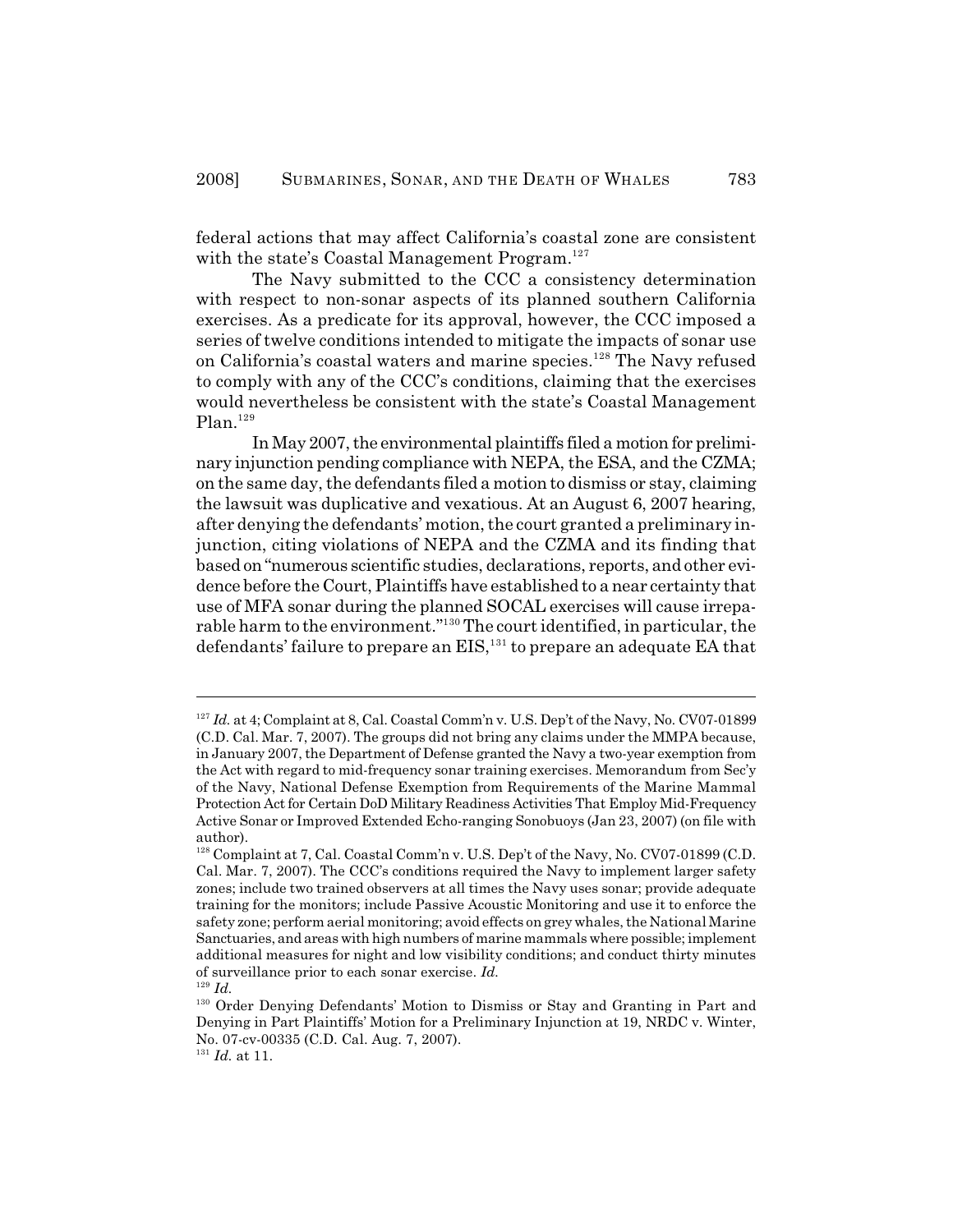federal actions that may affect California's coastal zone are consistent with the state's Coastal Management Program.[127]

The Navy submitted to the CCC a consistency determination with respect to non-sonar aspects of its planned southern California exercises. As a predicate for its approval, however, the CCC imposed a series of twelve conditions intended to mitigate the impacts of sonar use on California's coastal waters and marine species.[128] The Navy refused to comply with any of the CCC's conditions, claiming that the exercises would nevertheless be consistent with the state's Coastal Management Plan.[129]

In May 2007, the environmental plaintiffs filed a motion for preliminary injunction pending compliance with NEPA, the ESA, and the CZMA; on the same day, the defendants filed a motion to dismiss or stay, claiming the lawsuit was duplicative and vexatious. At an August 6, 2007 hearing, after denying the defendants' motion, the court granted a preliminary injunction, citing violations of NEPA and the CZMA and its finding that based on "numerous scientific studies, declarations, reports, and other evidence before the Court, Plaintiffs have established to a near certainty that use of MFA sonar during the planned SOCAL exercises will cause irreparable harm to the environment."[130] The court identified, in particular, the defendants' failure to prepare an EIS,[131] to prepare an adequate EA that

---

[127] *Id.* at 4; Complaint at 8, Cal. Coastal Comm'n v. U.S. Dep't of the Navy, No. CV07-01899 (C.D. Cal. Mar. 7, 2007). The groups did not bring any claims under the MMPA because, in January 2007, the Department of Defense granted the Navy a two-year exemption from the Act with regard to mid-frequency sonar training exercises. Memorandum from Sec'y of the Navy, National Defense Exemption from Requirements of the Marine Mammal Protection Act for Certain DoD Military Readiness Activities That Employ Mid-Frequency Active Sonar or Improved Extended Echo-ranging Sonobuoys (Jan 23, 2007) (on file with author).

[128] Complaint at 7, Cal. Coastal Comm'n v. U.S. Dep't of the Navy, No. CV07-01899 (C.D. Cal. Mar. 7, 2007). The CCC's conditions required the Navy to implement larger safety zones; include two trained observers at all times the Navy uses sonar; provide adequate training for the monitors; include Passive Acoustic Monitoring and use it to enforce the safety zone; perform aerial monitoring; avoid effects on grey whales, the National Marine Sanctuaries, and areas with high numbers of marine mammals where possible; implement additional measures for night and low visibility conditions; and conduct thirty minutes of surveillance prior to each sonar exercise. *Id.*

[129] *Id.*

[130] Order Denying Defendants' Motion to Dismiss or Stay and Granting in Part and Denying in Part Plaintiffs' Motion for a Preliminary Injunction at 19, NRDC v. Winter, No. 07-cv-00335 (C.D. Cal. Aug. 7, 2007).

[131] *Id.* at 11.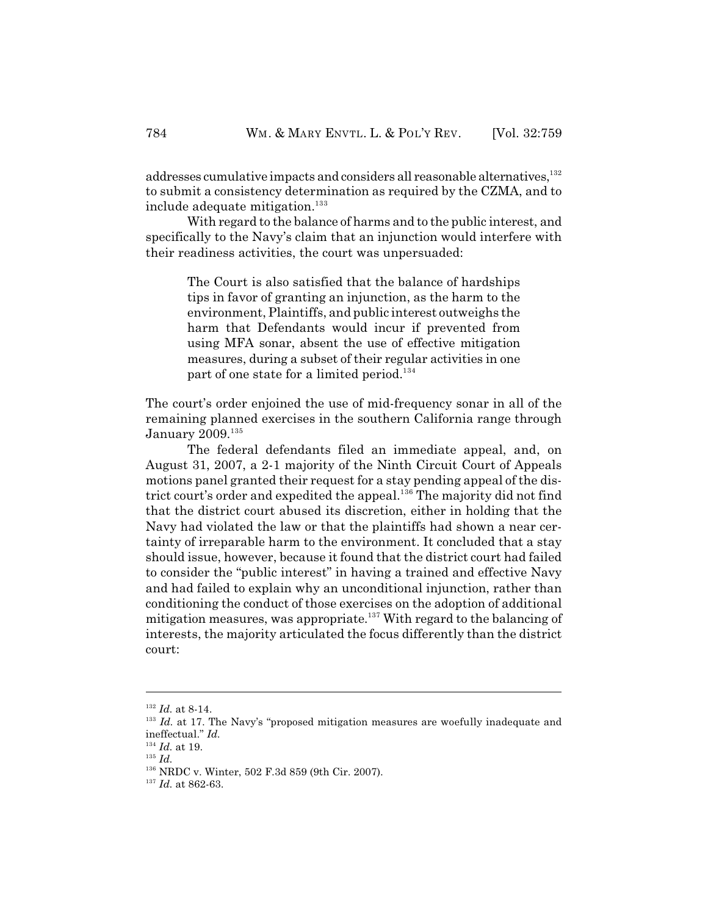addresses cumulative impacts and considers all reasonable alternatives,[132] to submit a consistency determination as required by the CZMA, and to include adequate mitigation.[133]

With regard to the balance of harms and to the public interest, and specifically to the Navy's claim that an injunction would interfere with their readiness activities, the court was unpersuaded:

> The Court is also satisfied that the balance of hardships tips in favor of granting an injunction, as the harm to the environment, Plaintiffs, and public interest outweighs the harm that Defendants would incur if prevented from using MFA sonar, absent the use of effective mitigation measures, during a subset of their regular activities in one part of one state for a limited period.[134]

The court's order enjoined the use of mid-frequency sonar in all of the remaining planned exercises in the southern California range through January 2009.[135]

The federal defendants filed an immediate appeal, and, on August 31, 2007, a 2-1 majority of the Ninth Circuit Court of Appeals motions panel granted their request for a stay pending appeal of the district court's order and expedited the appeal.[136] The majority did not find that the district court abused its discretion, either in holding that the Navy had violated the law or that the plaintiffs had shown a near certainty of irreparable harm to the environment. It concluded that a stay should issue, however, because it found that the district court had failed to consider the "public interest" in having a trained and effective Navy and had failed to explain why an unconditional injunction, rather than conditioning the conduct of those exercises on the adoption of additional mitigation measures, was appropriate.[137] With regard to the balancing of interests, the majority articulated the focus differently than the district court:

---

[132] *Id.* at 8-14.

[133] *Id.* at 17. The Navy's "proposed mitigation measures are woefully inadequate and ineffectual." *Id.*

[134] *Id.* at 19.

[135] *Id.*

[136] NRDC v. Winter, 502 F.3d 859 (9th Cir. 2007).

[137] *Id.* at 862-63.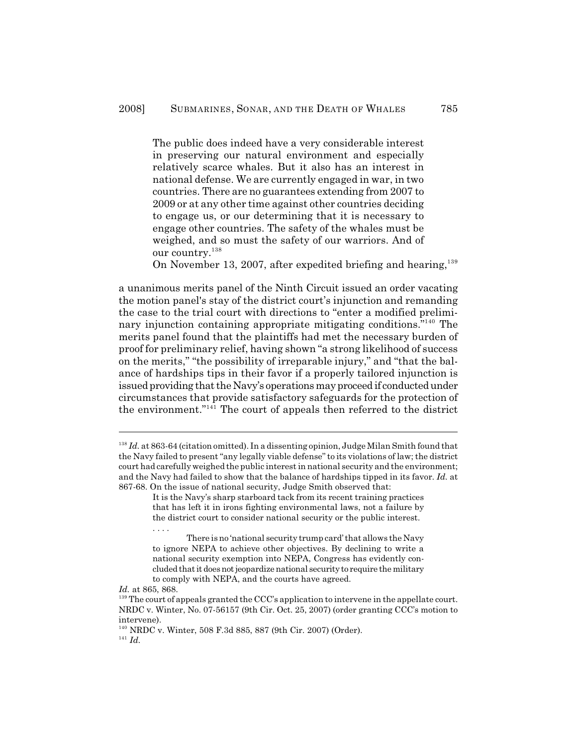> The public does indeed have a very considerable interest in preserving our natural environment and especially relatively scarce whales. But it also has an interest in national defense. We are currently engaged in war, in two countries. There are no guarantees extending from 2007 to 2009 or at any other time against other countries deciding to engage us, or our determining that it is necessary to engage other countries. The safety of the whales must be weighed, and so must the safety of our warriors. And of our country.[138]

On November 13, 2007, after expedited briefing and hearing,[139] a unanimous merits panel of the Ninth Circuit issued an order vacating the motion panel's stay of the district court's injunction and remanding the case to the trial court with directions to "enter a modified preliminary injunction containing appropriate mitigating conditions."[140] The merits panel found that the plaintiffs had met the necessary burden of proof for preliminary relief, having shown "a strong likelihood of success on the merits," "the possibility of irreparable injury," and "that the balance of hardships tips in their favor if a properly tailored injunction is issued providing that the Navy's operations may proceed if conducted under circumstances that provide satisfactory safeguards for the protection of the environment."[141] The court of appeals then referred to the district

---

[138] *Id.* at 863-64 (citation omitted). In a dissenting opinion, Judge Milan Smith found that the Navy failed to present "any legally viable defense" to its violations of law; the district court had carefully weighed the public interest in national security and the environment; and the Navy had failed to show that the balance of hardships tipped in its favor. *Id.* at 867-68. On the issue of national security, Judge Smith observed that:

> It is the Navy's sharp starboard tack from its recent training practices that has left it in irons fighting environmental laws, not a failure by the district court to consider national security or the public interest.
>
> . . . .
>
> There is no 'national security trump card' that allows the Navy to ignore NEPA to achieve other objectives. By declining to write a national security exemption into NEPA, Congress has evidently concluded that it does not jeopardize national security to require the military to comply with NEPA, and the courts have agreed.

*Id.* at 865, 868.

[139] The court of appeals granted the CCC's application to intervene in the appellate court. NRDC v. Winter, No. 07-56157 (9th Cir. Oct. 25, 2007) (order granting CCC's motion to intervene).

[140] NRDC v. Winter, 508 F.3d 885, 887 (9th Cir. 2007) (Order).

[141] *Id.*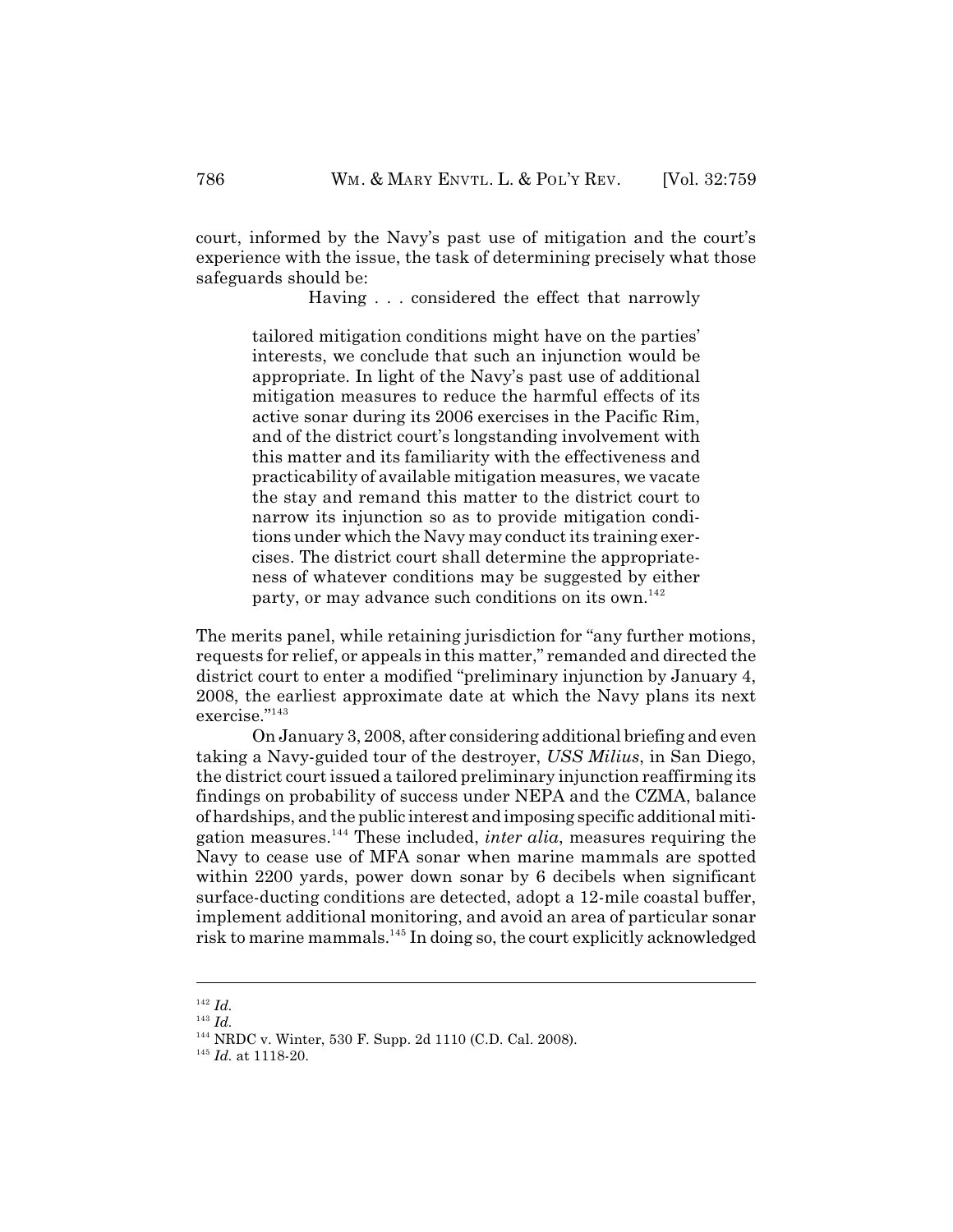court, informed by the Navy's past use of mitigation and the court's experience with the issue, the task of determining precisely what those safeguards should be:

> Having . . . considered the effect that narrowly tailored mitigation conditions might have on the parties' interests, we conclude that such an injunction would be appropriate. In light of the Navy's past use of additional mitigation measures to reduce the harmful effects of its active sonar during its 2006 exercises in the Pacific Rim, and of the district court's longstanding involvement with this matter and its familiarity with the effectiveness and practicability of available mitigation measures, we vacate the stay and remand this matter to the district court to narrow its injunction so as to provide mitigation conditions under which the Navy may conduct its training exercises. The district court shall determine the appropriateness of whatever conditions may be suggested by either party, or may advance such conditions on its own.[142]

The merits panel, while retaining jurisdiction for "any further motions, requests for relief, or appeals in this matter," remanded and directed the district court to enter a modified "preliminary injunction by January 4, 2008, the earliest approximate date at which the Navy plans its next exercise."[143]

On January 3, 2008, after considering additional briefing and even taking a Navy-guided tour of the destroyer, *USS Milius*, in San Diego, the district court issued a tailored preliminary injunction reaffirming its findings on probability of success under NEPA and the CZMA, balance of hardships, and the public interest and imposing specific additional mitigation measures.[144] These included, *inter alia*, measures requiring the Navy to cease use of MFA sonar when marine mammals are spotted within 2200 yards, power down sonar by 6 decibels when significant surface-ducting conditions are detected, adopt a 12-mile coastal buffer, implement additional monitoring, and avoid an area of particular sonar risk to marine mammals.[145] In doing so, the court explicitly acknowledged

---

[142] *Id.*

[143] *Id.*

[144] NRDC v. Winter, 530 F. Supp. 2d 1110 (C.D. Cal. 2008).

[145] *Id.* at 1118-20.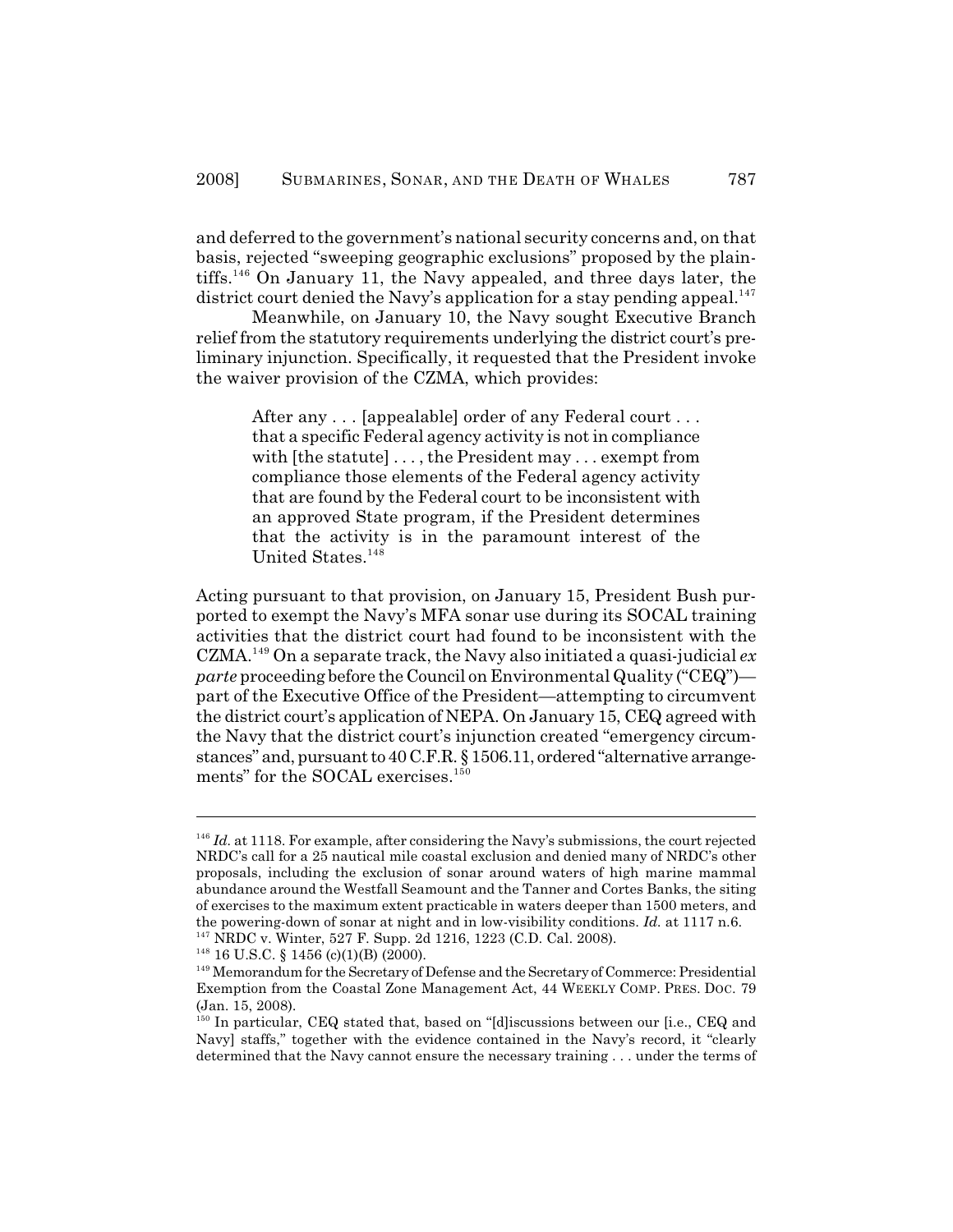and deferred to the government's national security concerns and, on that basis, rejected "sweeping geographic exclusions" proposed by the plaintiffs.[146] On January 11, the Navy appealed, and three days later, the district court denied the Navy's application for a stay pending appeal.[147]

Meanwhile, on January 10, the Navy sought Executive Branch relief from the statutory requirements underlying the district court's preliminary injunction. Specifically, it requested that the President invoke the waiver provision of the CZMA, which provides:

> After any . . . [appealable] order of any Federal court . . . that a specific Federal agency activity is not in compliance with [the statute] . . . , the President may . . . exempt from compliance those elements of the Federal agency activity that are found by the Federal court to be inconsistent with an approved State program, if the President determines that the activity is in the paramount interest of the United States.[148]

Acting pursuant to that provision, on January 15, President Bush purported to exempt the Navy's MFA sonar use during its SOCAL training activities that the district court had found to be inconsistent with the CZMA.[149] On a separate track, the Navy also initiated a quasi-judicial *ex parte* proceeding before the Council on Environmental Quality ("CEQ")—part of the Executive Office of the President—attempting to circumvent the district court's application of NEPA. On January 15, CEQ agreed with the Navy that the district court's injunction created "emergency circumstances" and, pursuant to 40 C.F.R. § 1506.11, ordered "alternative arrangements" for the SOCAL exercises.[150]

---

[146] *Id.* at 1118. For example, after considering the Navy's submissions, the court rejected NRDC's call for a 25 nautical mile coastal exclusion and denied many of NRDC's other proposals, including the exclusion of sonar around waters of high marine mammal abundance around the Westfall Seamount and the Tanner and Cortes Banks, the siting of exercises to the maximum extent practicable in waters deeper than 1500 meters, and the powering-down of sonar at night and in low-visibility conditions. *Id.* at 1117 n.6.

[147] NRDC v. Winter, 527 F. Supp. 2d 1216, 1223 (C.D. Cal. 2008).

[148] 16 U.S.C. § 1456 (c)(1)(B) (2000).

[149] Memorandum for the Secretary of Defense and the Secretary of Commerce: Presidential Exemption from the Coastal Zone Management Act, 44 WEEKLY COMP. PRES. DOC. 79 (Jan. 15, 2008).

[150] In particular, CEQ stated that, based on "[d]iscussions between our [i.e., CEQ and Navy] staffs," together with the evidence contained in the Navy's record, it "clearly determined that the Navy cannot ensure the necessary training . . . under the terms of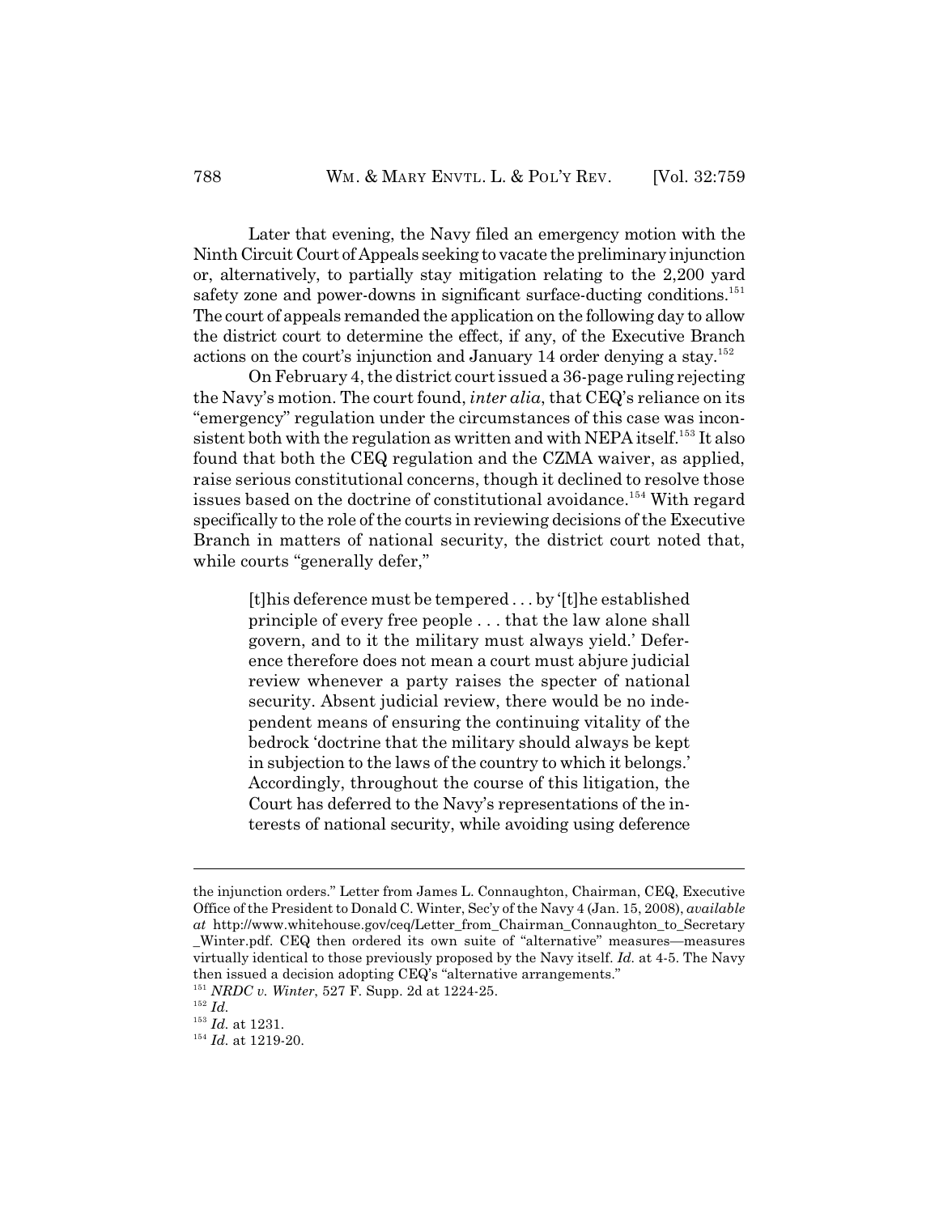Later that evening, the Navy filed an emergency motion with the Ninth Circuit Court of Appeals seeking to vacate the preliminary injunction or, alternatively, to partially stay mitigation relating to the 2,200 yard safety zone and power-downs in significant surface-ducting conditions.[151] The court of appeals remanded the application on the following day to allow the district court to determine the effect, if any, of the Executive Branch actions on the court's injunction and January 14 order denying a stay.[152]

On February 4, the district court issued a 36-page ruling rejecting the Navy's motion. The court found, *inter alia*, that CEQ's reliance on its "emergency" regulation under the circumstances of this case was inconsistent both with the regulation as written and with NEPA itself.[153] It also found that both the CEQ regulation and the CZMA waiver, as applied, raise serious constitutional concerns, though it declined to resolve those issues based on the doctrine of constitutional avoidance.[154] With regard specifically to the role of the courts in reviewing decisions of the Executive Branch in matters of national security, the district court noted that, while courts "generally defer,"

> [t]his deference must be tempered . . . by '[t]he established principle of every free people . . . that the law alone shall govern, and to it the military must always yield.' Deference therefore does not mean a court must abjure judicial review whenever a party raises the specter of national security. Absent judicial review, there would be no independent means of ensuring the continuing vitality of the bedrock 'doctrine that the military should always be kept in subjection to the laws of the country to which it belongs.' Accordingly, throughout the course of this litigation, the Court has deferred to the Navy's representations of the interests of national security, while avoiding using deference

---

the injunction orders." Letter from James L. Connaughton, Chairman, CEQ, Executive Office of the President to Donald C. Winter, Sec'y of the Navy 4 (Jan. 15, 2008), *available at* http://www.whitehouse.gov/ceq/Letter_from_Chairman_Connaughton_to_Secretary_Winter.pdf. CEQ then ordered its own suite of "alternative" measures—measures virtually identical to those previously proposed by the Navy itself. *Id.* at 4-5. The Navy then issued a decision adopting CEQ's "alternative arrangements."

[151] *NRDC v. Winter*, 527 F. Supp. 2d at 1224-25.

[152] *Id.*

[153] *Id.* at 1231.

[154] *Id.* at 1219-20.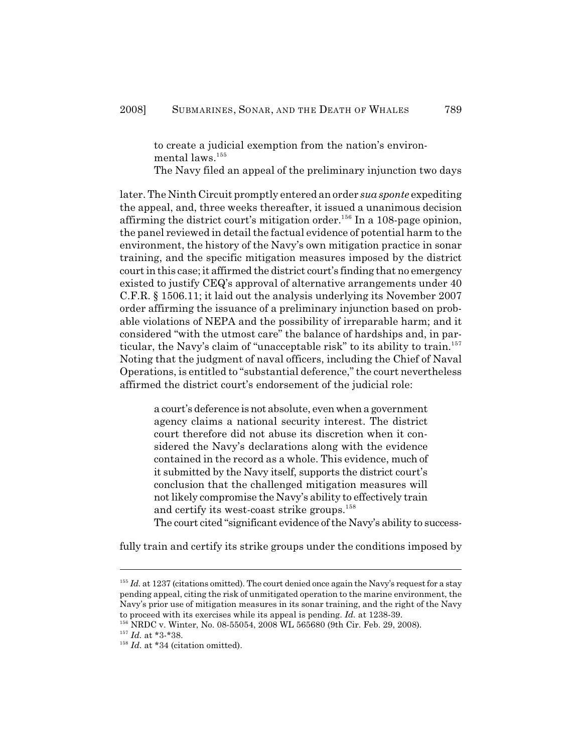to create a judicial exemption from the nation's environmental laws.[155]

The Navy filed an appeal of the preliminary injunction two days later. The Ninth Circuit promptly entered an order *sua sponte* expediting the appeal, and, three weeks thereafter, it issued a unanimous decision affirming the district court's mitigation order.[156] In a 108-page opinion, the panel reviewed in detail the factual evidence of potential harm to the environment, the history of the Navy's own mitigation practice in sonar training, and the specific mitigation measures imposed by the district court in this case; it affirmed the district court's finding that no emergency existed to justify CEQ's approval of alternative arrangements under 40 C.F.R. § 1506.11; it laid out the analysis underlying its November 2007 order affirming the issuance of a preliminary injunction based on probable violations of NEPA and the possibility of irreparable harm; and it considered "with the utmost care" the balance of hardships and, in particular, the Navy's claim of "unacceptable risk" to its ability to train.[157] Noting that the judgment of naval officers, including the Chief of Naval Operations, is entitled to "substantial deference," the court nevertheless affirmed the district court's endorsement of the judicial role:

> a court's deference is not absolute, even when a government agency claims a national security interest. The district court therefore did not abuse its discretion when it considered the Navy's declarations along with the evidence contained in the record as a whole. This evidence, much of it submitted by the Navy itself, supports the district court's conclusion that the challenged mitigation measures will not likely compromise the Navy's ability to effectively train and certify its west-coast strike groups.[158]

The court cited "significant evidence of the Navy's ability to successfully train and certify its strike groups under the conditions imposed by

---

[155] *Id.* at 1237 (citations omitted). The court denied once again the Navy's request for a stay pending appeal, citing the risk of unmitigated operation to the marine environment, the Navy's prior use of mitigation measures in its sonar training, and the right of the Navy to proceed with its exercises while its appeal is pending. *Id.* at 1238-39.

[156] NRDC v. Winter, No. 08-55054, 2008 WL 565680 (9th Cir. Feb. 29, 2008).

[157] *Id.* at *3-*38.

[158] *Id.* at *34 (citation omitted).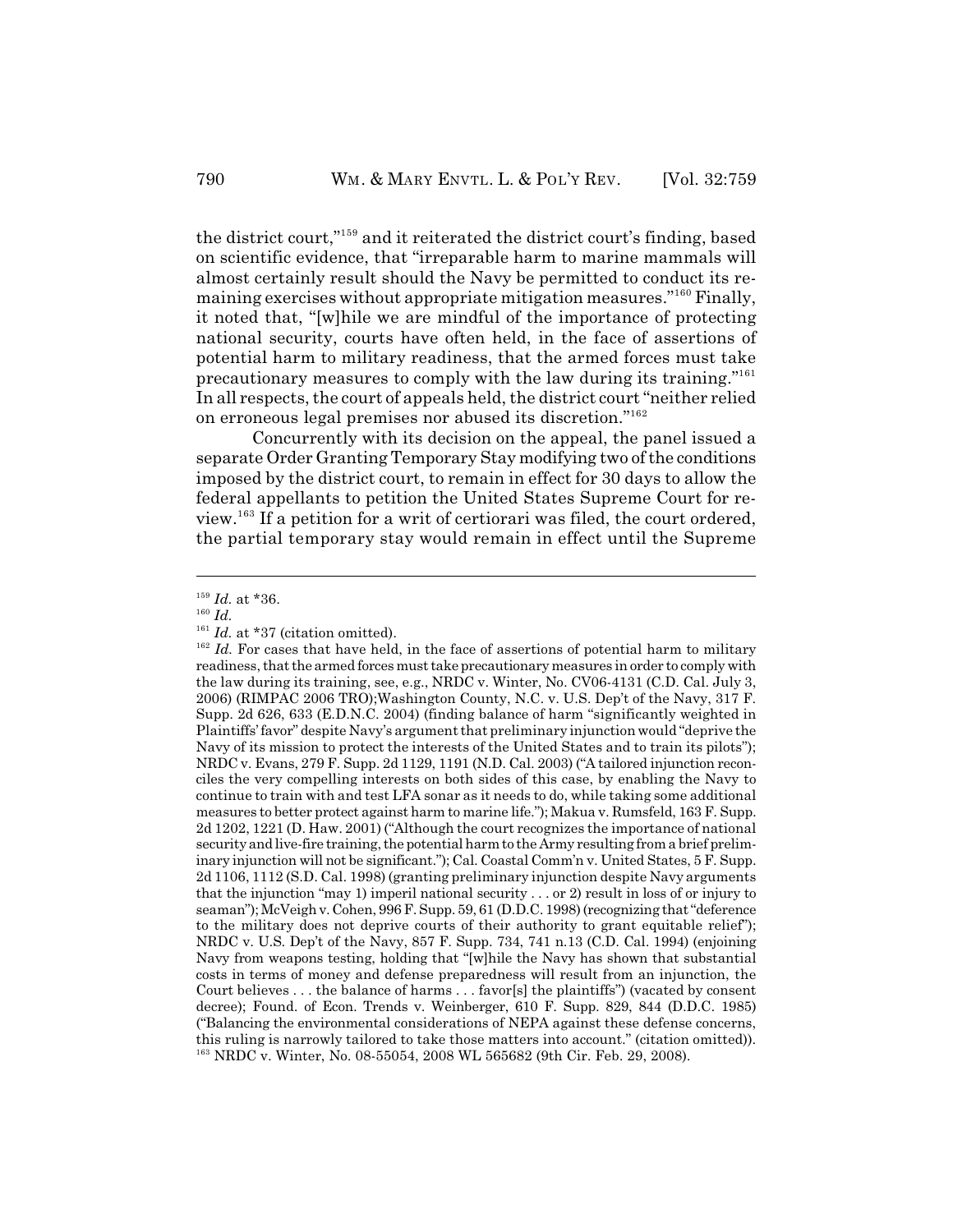the district court,"[159] and it reiterated the district court's finding, based on scientific evidence, that "irreparable harm to marine mammals will almost certainly result should the Navy be permitted to conduct its remaining exercises without appropriate mitigation measures."[160] Finally, it noted that, "[w]hile we are mindful of the importance of protecting national security, courts have often held, in the face of assertions of potential harm to military readiness, that the armed forces must take precautionary measures to comply with the law during its training."[161] In all respects, the court of appeals held, the district court "neither relied on erroneous legal premises nor abused its discretion."[162]

Concurrently with its decision on the appeal, the panel issued a separate Order Granting Temporary Stay modifying two of the conditions imposed by the district court, to remain in effect for 30 days to allow the federal appellants to petition the United States Supreme Court for review.[163] If a petition for a writ of certiorari was filed, the court ordered, the partial temporary stay would remain in effect until the Supreme

---

[159] *Id.* at *36.

[160] *Id.*

[161] *Id.* at *37 (citation omitted).

[162] *Id.* For cases that have held, in the face of assertions of potential harm to military readiness, that the armed forces must take precautionary measures in order to comply with the law during its training, see, e.g., NRDC v. Winter, No. CV06-4131 (C.D. Cal. July 3, 2006) (RIMPAC 2006 TRO);Washington County, N.C. v. U.S. Dep't of the Navy, 317 F. Supp. 2d 626, 633 (E.D.N.C. 2004) (finding balance of harm "significantly weighted in Plaintiffs' favor" despite Navy's argument that preliminary injunction would "deprive the Navy of its mission to protect the interests of the United States and to train its pilots"); NRDC v. Evans, 279 F. Supp. 2d 1129, 1191 (N.D. Cal. 2003) ("A tailored injunction reconciles the very compelling interests on both sides of this case, by enabling the Navy to continue to train with and test LFA sonar as it needs to do, while taking some additional measures to better protect against harm to marine life."); Makua v. Rumsfeld, 163 F. Supp. 2d 1202, 1221 (D. Haw. 2001) ("Although the court recognizes the importance of national security and live-fire training, the potential harm to the Army resulting from a brief preliminary injunction will not be significant."); Cal. Coastal Comm'n v. United States, 5 F. Supp. 2d 1106, 1112 (S.D. Cal. 1998) (granting preliminary injunction despite Navy arguments that the injunction "may 1) imperil national security . . . or 2) result in loss of or injury to seaman"); McVeigh v. Cohen, 996 F. Supp. 59, 61 (D.D.C. 1998) (recognizing that "deference to the military does not deprive courts of their authority to grant equitable relief"); NRDC v. U.S. Dep't of the Navy, 857 F. Supp. 734, 741 n.13 (C.D. Cal. 1994) (enjoining Navy from weapons testing, holding that "[w]hile the Navy has shown that substantial costs in terms of money and defense preparedness will result from an injunction, the Court believes . . . the balance of harms . . . favor[s] the plaintiffs") (vacated by consent decree); Found. of Econ. Trends v. Weinberger, 610 F. Supp. 829, 844 (D.D.C. 1985) ("Balancing the environmental considerations of NEPA against these defense concerns, this ruling is narrowly tailored to take those matters into account." (citation omitted)).

[163] NRDC v. Winter, No. 08-55054, 2008 WL 565682 (9th Cir. Feb. 29, 2008).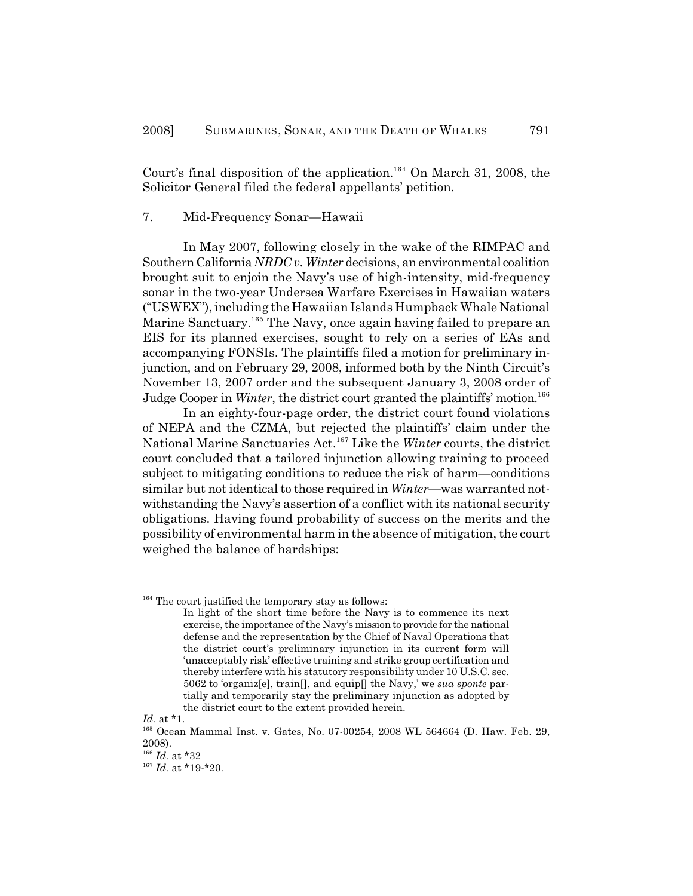Court's final disposition of the application.[164] On March 31, 2008, the Solicitor General filed the federal appellants' petition.

### 7. Mid-Frequency Sonar—Hawaii

In May 2007, following closely in the wake of the RIMPAC and Southern California *NRDC v. Winter* decisions, an environmental coalition brought suit to enjoin the Navy's use of high-intensity, mid-frequency sonar in the two-year Undersea Warfare Exercises in Hawaiian waters ("USWEX"), including the Hawaiian Islands Humpback Whale National Marine Sanctuary.[165] The Navy, once again having failed to prepare an EIS for its planned exercises, sought to rely on a series of EAs and accompanying FONSIs. The plaintiffs filed a motion for preliminary injunction, and on February 29, 2008, informed both by the Ninth Circuit's November 13, 2007 order and the subsequent January 3, 2008 order of Judge Cooper in *Winter*, the district court granted the plaintiffs' motion.[166]

In an eighty-four-page order, the district court found violations of NEPA and the CZMA, but rejected the plaintiffs' claim under the National Marine Sanctuaries Act.[167] Like the *Winter* courts, the district court concluded that a tailored injunction allowing training to proceed subject to mitigating conditions to reduce the risk of harm—conditions similar but not identical to those required in *Winter*—was warranted notwithstanding the Navy's assertion of a conflict with its national security obligations. Having found probability of success on the merits and the possibility of environmental harm in the absence of mitigation, the court weighed the balance of hardships:

---

[164] The court justified the temporary stay as follows:

> In light of the short time before the Navy is to commence its next exercise, the importance of the Navy's mission to provide for the national defense and the representation by the Chief of Naval Operations that the district court's preliminary injunction in its current form will 'unacceptably risk' effective training and strike group certification and thereby interfere with his statutory responsibility under 10 U.S.C. sec. 5062 to 'organiz[e], train[], and equip[] the Navy,' we *sua sponte* partially and temporarily stay the preliminary injunction as adopted by the district court to the extent provided herein.

*Id.* at *1.

[165] Ocean Mammal Inst. v. Gates, No. 07-00254, 2008 WL 564664 (D. Haw. Feb. 29, 2008).

[166] *Id.* at *32

[167] *Id.* at *19-*20.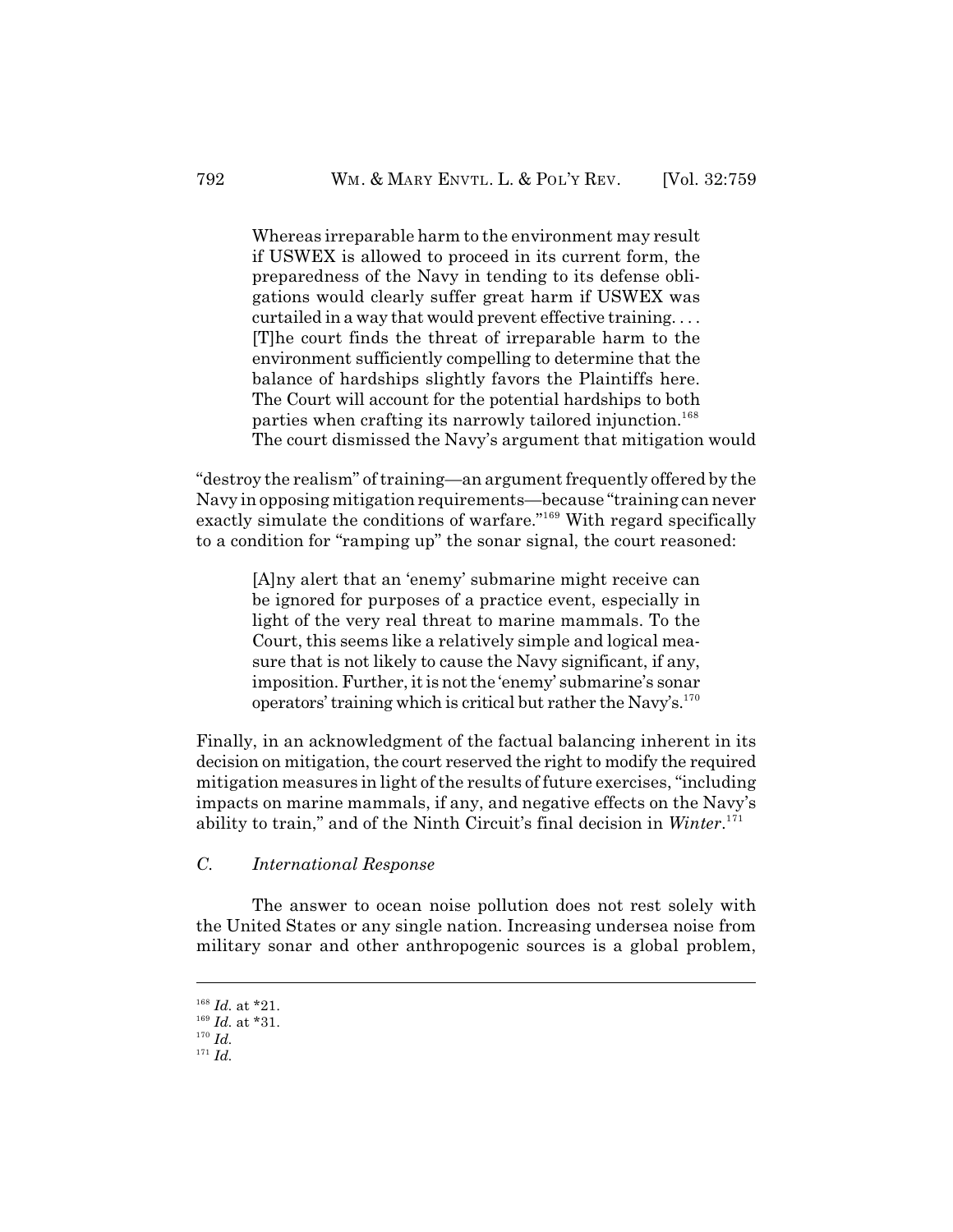> Whereas irreparable harm to the environment may result if USWEX is allowed to proceed in its current form, the preparedness of the Navy in tending to its defense obligations would clearly suffer great harm if USWEX was curtailed in a way that would prevent effective training. . . . [T]he court finds the threat of irreparable harm to the environment sufficiently compelling to determine that the balance of hardships slightly favors the Plaintiffs here. The Court will account for the potential hardships to both parties when crafting its narrowly tailored injunction.[168]

The court dismissed the Navy's argument that mitigation would "destroy the realism" of training—an argument frequently offered by the Navy in opposing mitigation requirements—because "training can never exactly simulate the conditions of warfare."[169] With regard specifically to a condition for "ramping up" the sonar signal, the court reasoned:

> [A]ny alert that an 'enemy' submarine might receive can be ignored for purposes of a practice event, especially in light of the very real threat to marine mammals. To the Court, this seems like a relatively simple and logical measure that is not likely to cause the Navy significant, if any, imposition. Further, it is not the 'enemy' submarine's sonar operators' training which is critical but rather the Navy's.[170]

Finally, in an acknowledgment of the factual balancing inherent in its decision on mitigation, the court reserved the right to modify the required mitigation measures in light of the results of future exercises, "including impacts on marine mammals, if any, and negative effects on the Navy's ability to train," and of the Ninth Circuit's final decision in *Winter*.[171]

### *C. International Response*

The answer to ocean noise pollution does not rest solely with the United States or any single nation. Increasing undersea noise from military sonar and other anthropogenic sources is a global problem,

---

[168] *Id.* at *21.
[169] *Id.* at *31.
[170] *Id.*
[171] *Id.*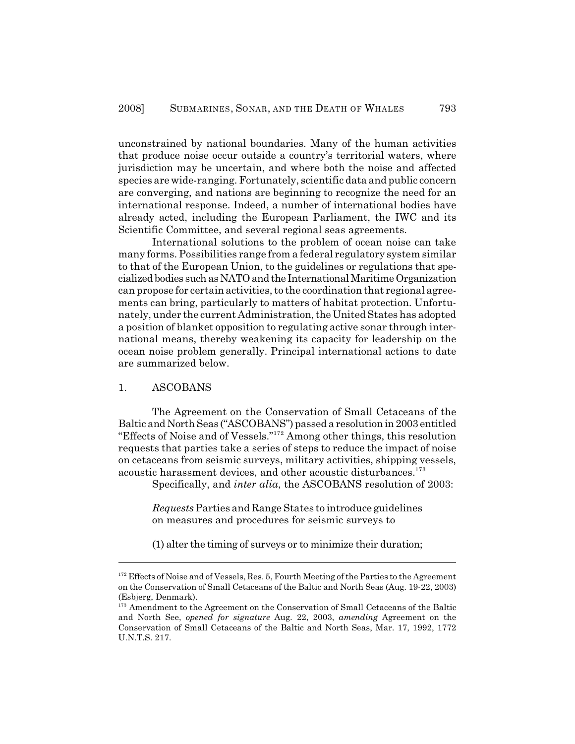unconstrained by national boundaries. Many of the human activities that produce noise occur outside a country's territorial waters, where jurisdiction may be uncertain, and where both the noise and affected species are wide-ranging. Fortunately, scientific data and public concern are converging, and nations are beginning to recognize the need for an international response. Indeed, a number of international bodies have already acted, including the European Parliament, the IWC and its Scientific Committee, and several regional seas agreements.

International solutions to the problem of ocean noise can take many forms. Possibilities range from a federal regulatory system similar to that of the European Union, to the guidelines or regulations that specialized bodies such as NATO and the International Maritime Organization can propose for certain activities, to the coordination that regional agreements can bring, particularly to matters of habitat protection. Unfortunately, under the current Administration, the United States has adopted a position of blanket opposition to regulating active sonar through international means, thereby weakening its capacity for leadership on the ocean noise problem generally. Principal international actions to date are summarized below.

### 1. ASCOBANS

The Agreement on the Conservation of Small Cetaceans of the Baltic and North Seas ("ASCOBANS") passed a resolution in 2003 entitled "Effects of Noise and of Vessels."[172] Among other things, this resolution requests that parties take a series of steps to reduce the impact of noise on cetaceans from seismic surveys, military activities, shipping vessels, acoustic harassment devices, and other acoustic disturbances.[173]

Specifically, and *inter alia*, the ASCOBANS resolution of 2003:

> *Requests* Parties and Range States to introduce guidelines on measures and procedures for seismic surveys to
>
> (1) alter the timing of surveys or to minimize their duration;

---

[172] Effects of Noise and of Vessels, Res. 5, Fourth Meeting of the Parties to the Agreement on the Conservation of Small Cetaceans of the Baltic and North Seas (Aug. 19-22, 2003) (Esbjerg, Denmark).

[173] Amendment to the Agreement on the Conservation of Small Cetaceans of the Baltic and North See, *opened for signature* Aug. 22, 2003, *amending* Agreement on the Conservation of Small Cetaceans of the Baltic and North Seas, Mar. 17, 1992, 1772 U.N.T.S. 217.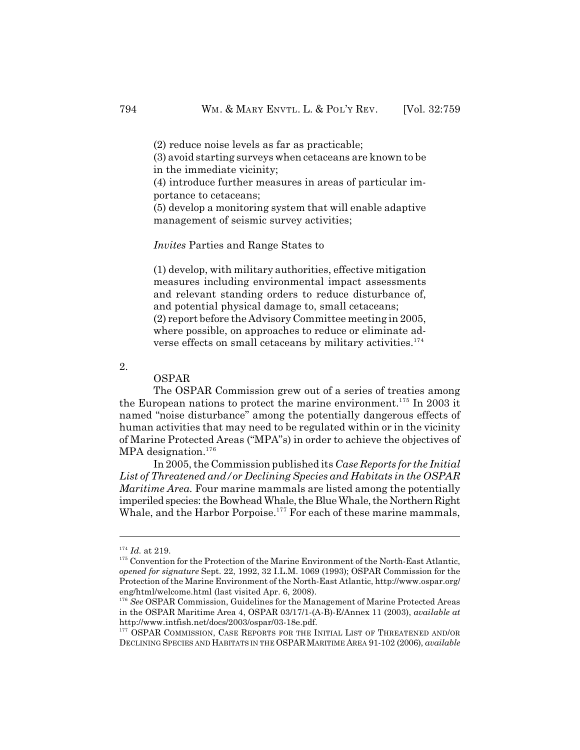(2) reduce noise levels as far as practicable;
(3) avoid starting surveys when cetaceans are known to be in the immediate vicinity;
(4) introduce further measures in areas of particular importance to cetaceans;
(5) develop a monitoring system that will enable adaptive management of seismic survey activities;

*Invites* Parties and Range States to

(1) develop, with military authorities, effective mitigation measures including environmental impact assessments and relevant standing orders to reduce disturbance of, and potential physical damage to, small cetaceans;
(2) report before the Advisory Committee meeting in 2005, where possible, on approaches to reduce or eliminate adverse effects on small cetaceans by military activities.[174]

### 2. OSPAR

The OSPAR Commission grew out of a series of treaties among the European nations to protect the marine environment.[175] In 2003 it named "noise disturbance" among the potentially dangerous effects of human activities that may need to be regulated within or in the vicinity of Marine Protected Areas ("MPA"s) in order to achieve the objectives of MPA designation.[176]

In 2005, the Commission published its *Case Reports for the Initial List of Threatened and/or Declining Species and Habitats in the OSPAR Maritime Area.* Four marine mammals are listed among the potentially imperiled species: the Bowhead Whale, the Blue Whale, the Northern Right Whale, and the Harbor Porpoise.[177] For each of these marine mammals,

---

[174] *Id.* at 219.

[175] Convention for the Protection of the Marine Environment of the North-East Atlantic, *opened for signature* Sept. 22, 1992, 32 I.L.M. 1069 (1993); OSPAR Commission for the Protection of the Marine Environment of the North-East Atlantic, http://www.ospar.org/eng/html/welcome.html (last visited Apr. 6, 2008).

[176] *See* OSPAR Commission, Guidelines for the Management of Marine Protected Areas in the OSPAR Maritime Area 4, OSPAR 03/17/1-(A-B)-E/Annex 11 (2003), *available at* http://www.intfish.net/docs/2003/ospar/03-18e.pdf.

[177] OSPAR COMMISSION, CASE REPORTS FOR THE INITIAL LIST OF THREATENED AND/OR DECLINING SPECIES AND HABITATS IN THE OSPAR MARITIME AREA 91-102 (2006), *available*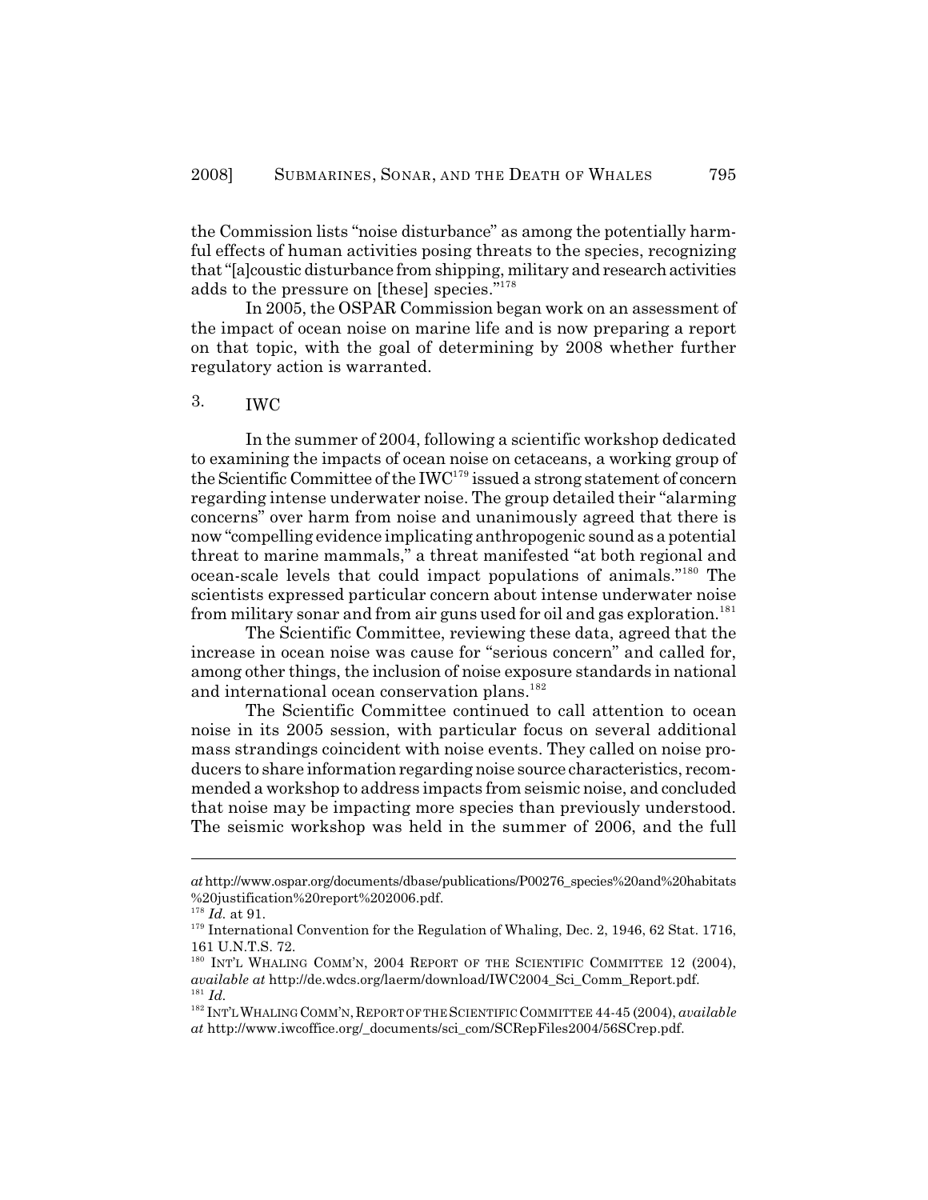the Commission lists "noise disturbance" as among the potentially harmful effects of human activities posing threats to the species, recognizing that "[a]coustic disturbance from shipping, military and research activities adds to the pressure on [these] species."[178]

In 2005, the OSPAR Commission began work on an assessment of the impact of ocean noise on marine life and is now preparing a report on that topic, with the goal of determining by 2008 whether further regulatory action is warranted.

### 3. IWC

In the summer of 2004, following a scientific workshop dedicated to examining the impacts of ocean noise on cetaceans, a working group of the Scientific Committee of the IWC[179] issued a strong statement of concern regarding intense underwater noise. The group detailed their "alarming concerns" over harm from noise and unanimously agreed that there is now "compelling evidence implicating anthropogenic sound as a potential threat to marine mammals," a threat manifested "at both regional and ocean-scale levels that could impact populations of animals."[180] The scientists expressed particular concern about intense underwater noise from military sonar and from air guns used for oil and gas exploration.[181]

The Scientific Committee, reviewing these data, agreed that the increase in ocean noise was cause for "serious concern" and called for, among other things, the inclusion of noise exposure standards in national and international ocean conservation plans.[182]

The Scientific Committee continued to call attention to ocean noise in its 2005 session, with particular focus on several additional mass strandings coincident with noise events. They called on noise producers to share information regarding noise source characteristics, recommended a workshop to address impacts from seismic noise, and concluded that noise may be impacting more species than previously understood. The seismic workshop was held in the summer of 2006, and the full

---

*at* http://www.ospar.org/documents/dbase/publications/P00276_species%20and%20habitats%20justification%20report%202006.pdf.

[178] *Id.* at 91.

[179] International Convention for the Regulation of Whaling, Dec. 2, 1946, 62 Stat. 1716, 161 U.N.T.S. 72.

[180] INT'L WHALING COMM'N, 2004 REPORT OF THE SCIENTIFIC COMMITTEE 12 (2004), *available at* http://de.wdcs.org/laerm/download/IWC2004_Sci_Comm_Report.pdf.

[181] *Id.*

[182] INT'L WHALING COMM'N, REPORT OF THE SCIENTIFIC COMMITTEE 44-45 (2004), *available at* http://www.iwcoffice.org/_documents/sci_com/SCRepFiles2004/56SCrep.pdf.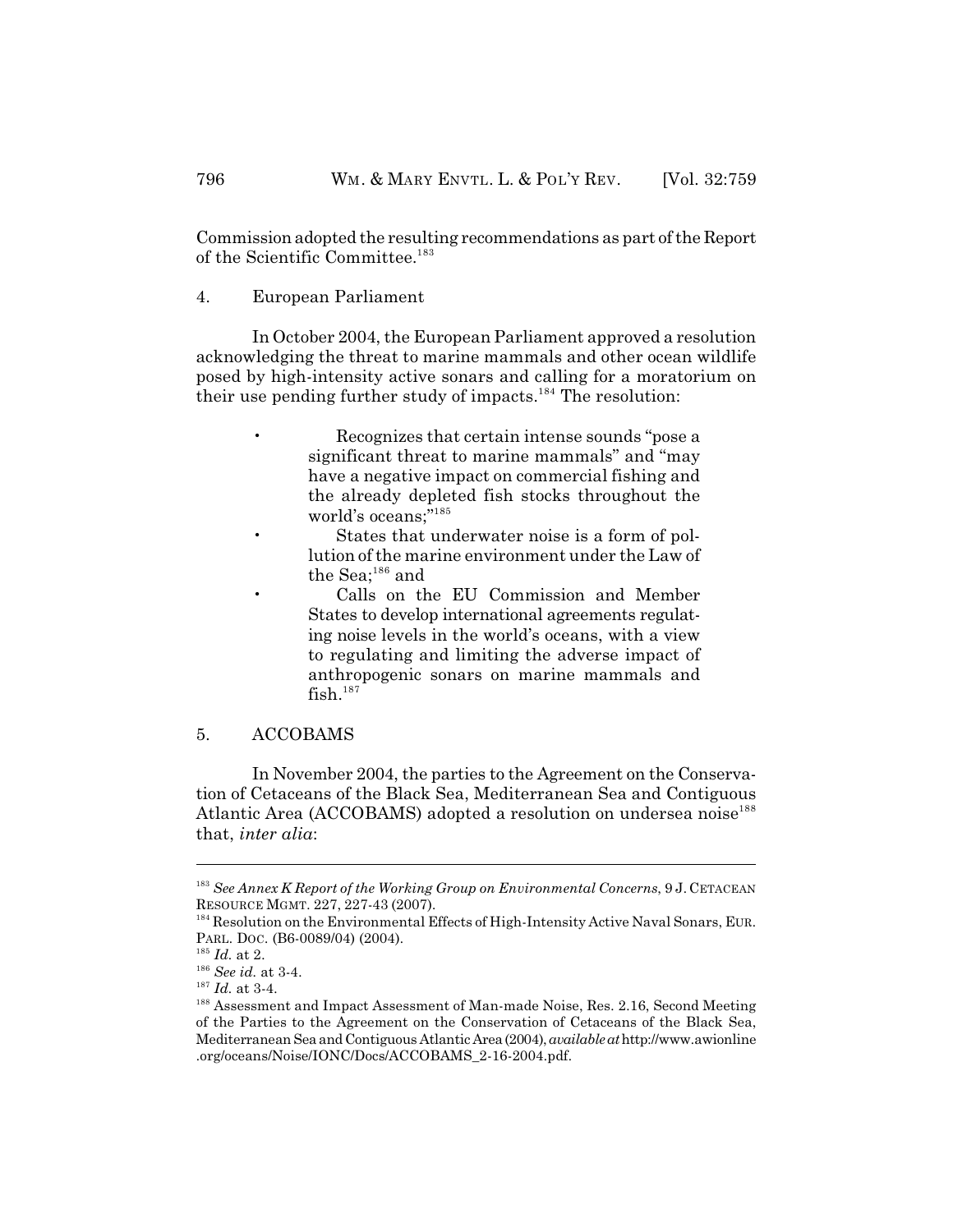Commission adopted the resulting recommendations as part of the Report of the Scientific Committee.[183]

4. European Parliament

In October 2004, the European Parliament approved a resolution acknowledging the threat to marine mammals and other ocean wildlife posed by high-intensity active sonars and calling for a moratorium on their use pending further study of impacts.[184] The resolution:

- Recognizes that certain intense sounds "pose a significant threat to marine mammals" and "may have a negative impact on commercial fishing and the already depleted fish stocks throughout the world's oceans;"[185]
- States that underwater noise is a form of pollution of the marine environment under the Law of the Sea;[186] and
- Calls on the EU Commission and Member States to develop international agreements regulating noise levels in the world's oceans, with a view to regulating and limiting the adverse impact of anthropogenic sonars on marine mammals and fish.[187]

5. ACCOBAMS

In November 2004, the parties to the Agreement on the Conservation of Cetaceans of the Black Sea, Mediterranean Sea and Contiguous Atlantic Area (ACCOBAMS) adopted a resolution on undersea noise[188] that, *inter alia*:

---

[183] *See Annex K Report of the Working Group on Environmental Concerns*, 9 J. CETACEAN RESOURCE MGMT. 227, 227-43 (2007).

[184] Resolution on the Environmental Effects of High-Intensity Active Naval Sonars, EUR. PARL. DOC. (B6-0089/04) (2004).

[185] *Id.* at 2.

[186] *See id.* at 3-4.

[187] *Id.* at 3-4.

[188] Assessment and Impact Assessment of Man-made Noise, Res. 2.16, Second Meeting of the Parties to the Agreement on the Conservation of Cetaceans of the Black Sea, Mediterranean Sea and Contiguous Atlantic Area (2004), *available at* http://www.awionline.org/oceans/Noise/IONC/Docs/ACCOBAMS_2-16-2004.pdf.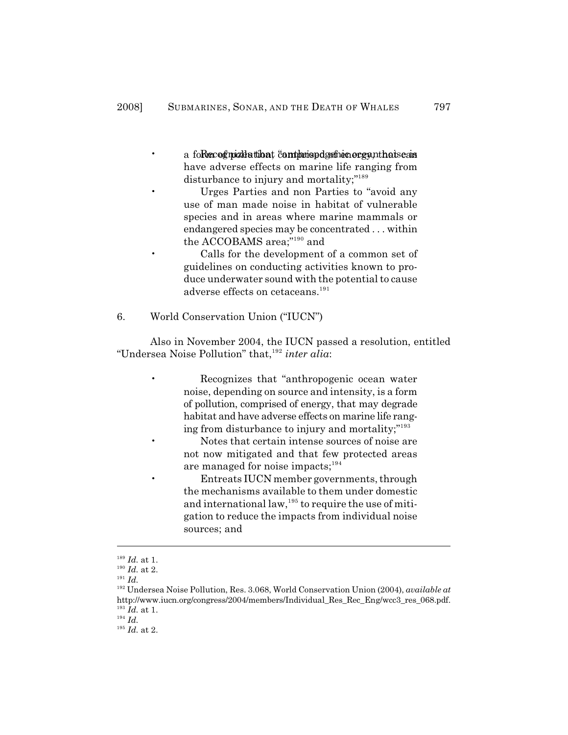- a form of pollution, comprised of energy, that can have adverse effects on marine life ranging from disturbance to injury and mortality;"[189]
- Urges Parties and non Parties to "avoid any use of man made noise in habitat of vulnerable species and in areas where marine mammals or endangered species may be concentrated . . . within the ACCOBAMS area;"[190] and
- Calls for the development of a common set of guidelines on conducting activities known to produce underwater sound with the potential to cause adverse effects on cetaceans.[191]

6. World Conservation Union ("IUCN")

Also in November 2004, the IUCN passed a resolution, entitled "Undersea Noise Pollution" that,[192] *inter alia*:

- Recognizes that "anthropogenic ocean water noise, depending on source and intensity, is a form of pollution, comprised of energy, that may degrade habitat and have adverse effects on marine life ranging from disturbance to injury and mortality;"[193]
- Notes that certain intense sources of noise are not now mitigated and that few protected areas are managed for noise impacts;[194]
- Entreats IUCN member governments, through the mechanisms available to them under domestic and international law,[195] to require the use of mitigation to reduce the impacts from individual noise sources; and

---

[189] *Id.* at 1.
[190] *Id.* at 2.
[191] *Id.*
[192] Undersea Noise Pollution, Res. 3.068, World Conservation Union (2004), *available at* http://www.iucn.org/congress/2004/members/Individual_Res_Rec_Eng/wcc3_res_068.pdf.
[193] *Id.* at 1.
[194] *Id.*
[195] *Id.* at 2.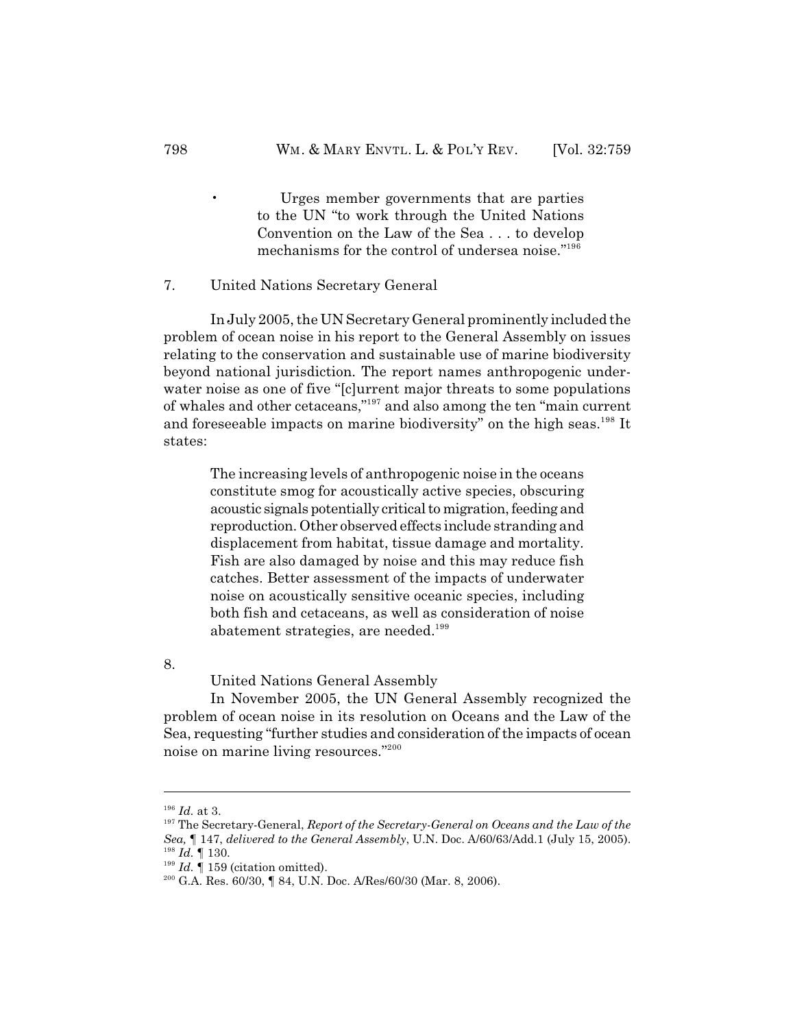- Urges member governments that are parties to the UN "to work through the United Nations Convention on the Law of the Sea . . . to develop mechanisms for the control of undersea noise."[196]

### 7. United Nations Secretary General

In July 2005, the UN Secretary General prominently included the problem of ocean noise in his report to the General Assembly on issues relating to the conservation and sustainable use of marine biodiversity beyond national jurisdiction. The report names anthropogenic underwater noise as one of five "[c]urrent major threats to some populations of whales and other cetaceans,"[197] and also among the ten "main current and foreseeable impacts on marine biodiversity" on the high seas.[198] It states:

> The increasing levels of anthropogenic noise in the oceans constitute smog for acoustically active species, obscuring acoustic signals potentially critical to migration, feeding and reproduction. Other observed effects include stranding and displacement from habitat, tissue damage and mortality. Fish are also damaged by noise and this may reduce fish catches. Better assessment of the impacts of underwater noise on acoustically sensitive oceanic species, including both fish and cetaceans, as well as consideration of noise abatement strategies, are needed.[199]

### 8. United Nations General Assembly

In November 2005, the UN General Assembly recognized the problem of ocean noise in its resolution on Oceans and the Law of the Sea, requesting "further studies and consideration of the impacts of ocean noise on marine living resources."[200]

---

[196] *Id.* at 3.

[197] The Secretary-General, *Report of the Secretary-General on Oceans and the Law of the Sea,* ¶ 147, *delivered to the General Assembly*, U.N. Doc. A/60/63/Add.1 (July 15, 2005).

[198] *Id.* ¶ 130.

[199] *Id.* ¶ 159 (citation omitted).

[200] G.A. Res. 60/30, ¶ 84, U.N. Doc. A/Res/60/30 (Mar. 8, 2006).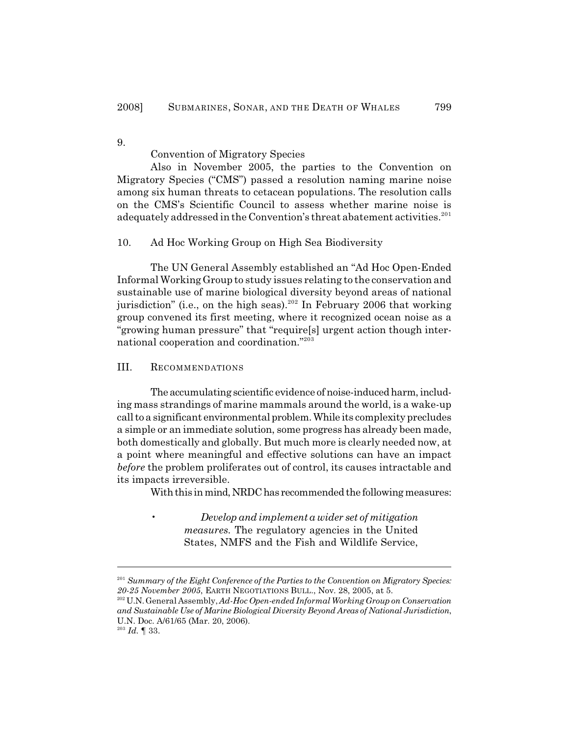9. Convention of Migratory Species

Also in November 2005, the parties to the Convention on Migratory Species ("CMS") passed a resolution naming marine noise among six human threats to cetacean populations. The resolution calls on the CMS's Scientific Council to assess whether marine noise is adequately addressed in the Convention's threat abatement activities.[201]

10. Ad Hoc Working Group on High Sea Biodiversity

The UN General Assembly established an "Ad Hoc Open-Ended Informal Working Group to study issues relating to the conservation and sustainable use of marine biological diversity beyond areas of national jurisdiction" (i.e., on the high seas).[202] In February 2006 that working group convened its first meeting, where it recognized ocean noise as a "growing human pressure" that "require[s] urgent action though international cooperation and coordination."[203]

## III. RECOMMENDATIONS

The accumulating scientific evidence of noise-induced harm, including mass strandings of marine mammals around the world, is a wake-up call to a significant environmental problem. While its complexity precludes a simple or an immediate solution, some progress has already been made, both domestically and globally. But much more is clearly needed now, at a point where meaningful and effective solutions can have an impact *before* the problem proliferates out of control, its causes intractable and its impacts irreversible.

With this in mind, NRDC has recommended the following measures:

- *Develop and implement a wider set of mitigation measures.* The regulatory agencies in the United States, NMFS and the Fish and Wildlife Service,

---

[201] *Summary of the Eight Conference of the Parties to the Convention on Migratory Species: 20-25 November 2005*, EARTH NEGOTIATIONS BULL., Nov. 28, 2005, at 5.

[202] U.N. General Assembly, *Ad-Hoc Open-ended Informal Working Group on Conservation and Sustainable Use of Marine Biological Diversity Beyond Areas of National Jurisdiction*, U.N. Doc. A/61/65 (Mar. 20, 2006).

[203] *Id.* ¶ 33.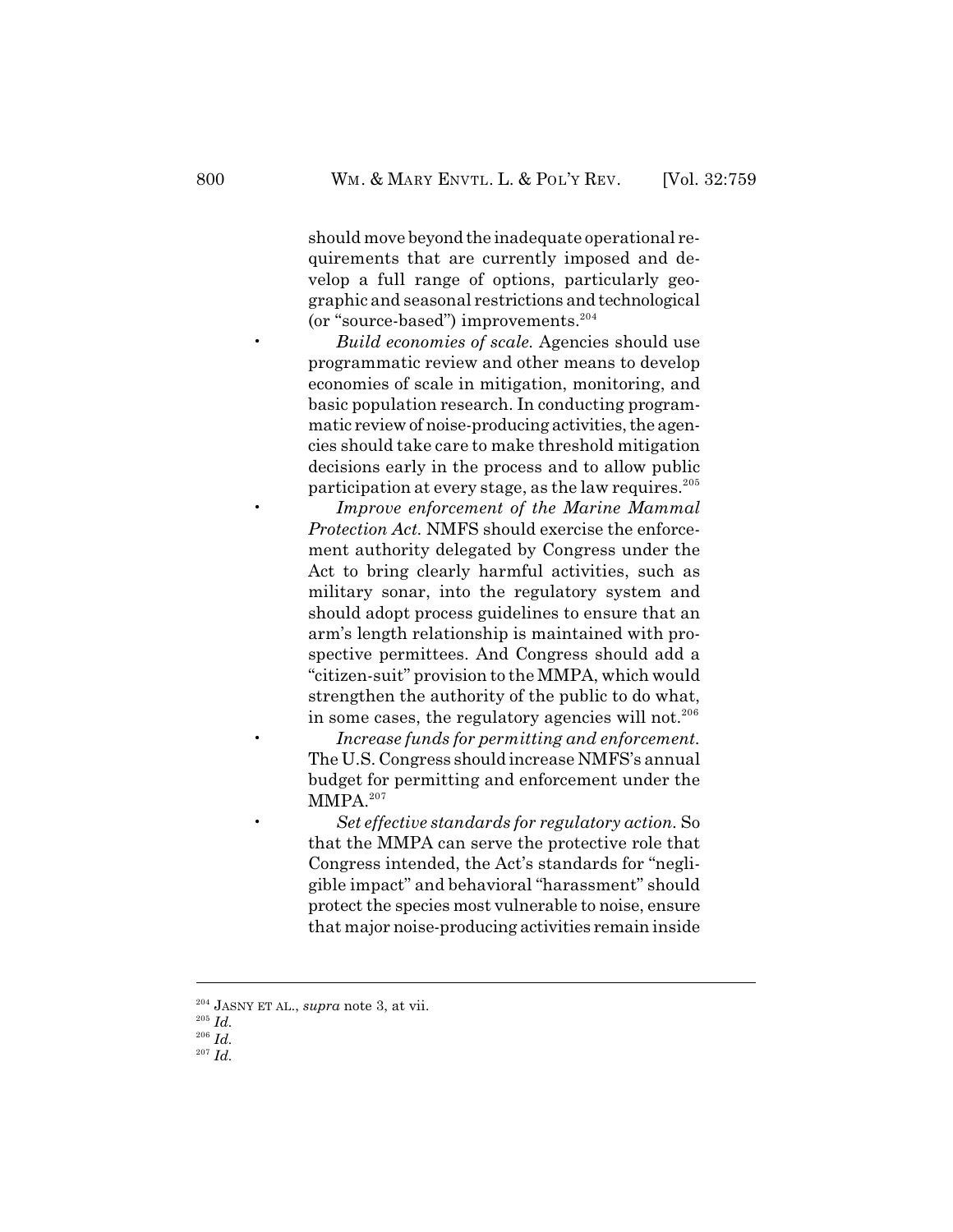should move beyond the inadequate operational requirements that are currently imposed and develop a full range of options, particularly geographic and seasonal restrictions and technological (or "source-based") improvements.[204]

- *Build economies of scale.* Agencies should use programmatic review and other means to develop economies of scale in mitigation, monitoring, and basic population research. In conducting programmatic review of noise-producing activities, the agencies should take care to make threshold mitigation decisions early in the process and to allow public participation at every stage, as the law requires.[205]
- *Improve enforcement of the Marine Mammal Protection Act.* NMFS should exercise the enforcement authority delegated by Congress under the Act to bring clearly harmful activities, such as military sonar, into the regulatory system and should adopt process guidelines to ensure that an arm's length relationship is maintained with prospective permittees. And Congress should add a "citizen-suit" provision to the MMPA, which would strengthen the authority of the public to do what, in some cases, the regulatory agencies will not.[206]
- *Increase funds for permitting and enforcement.* The U.S. Congress should increase NMFS's annual budget for permitting and enforcement under the MMPA.[207]
- *Set effective standards for regulatory action.* So that the MMPA can serve the protective role that Congress intended, the Act's standards for "negligible impact" and behavioral "harassment" should protect the species most vulnerable to noise, ensure that major noise-producing activities remain inside

---

[204] JASNY ET AL., *supra* note 3, at vii.

[205] *Id.*

[206] *Id.*

[207] *Id.*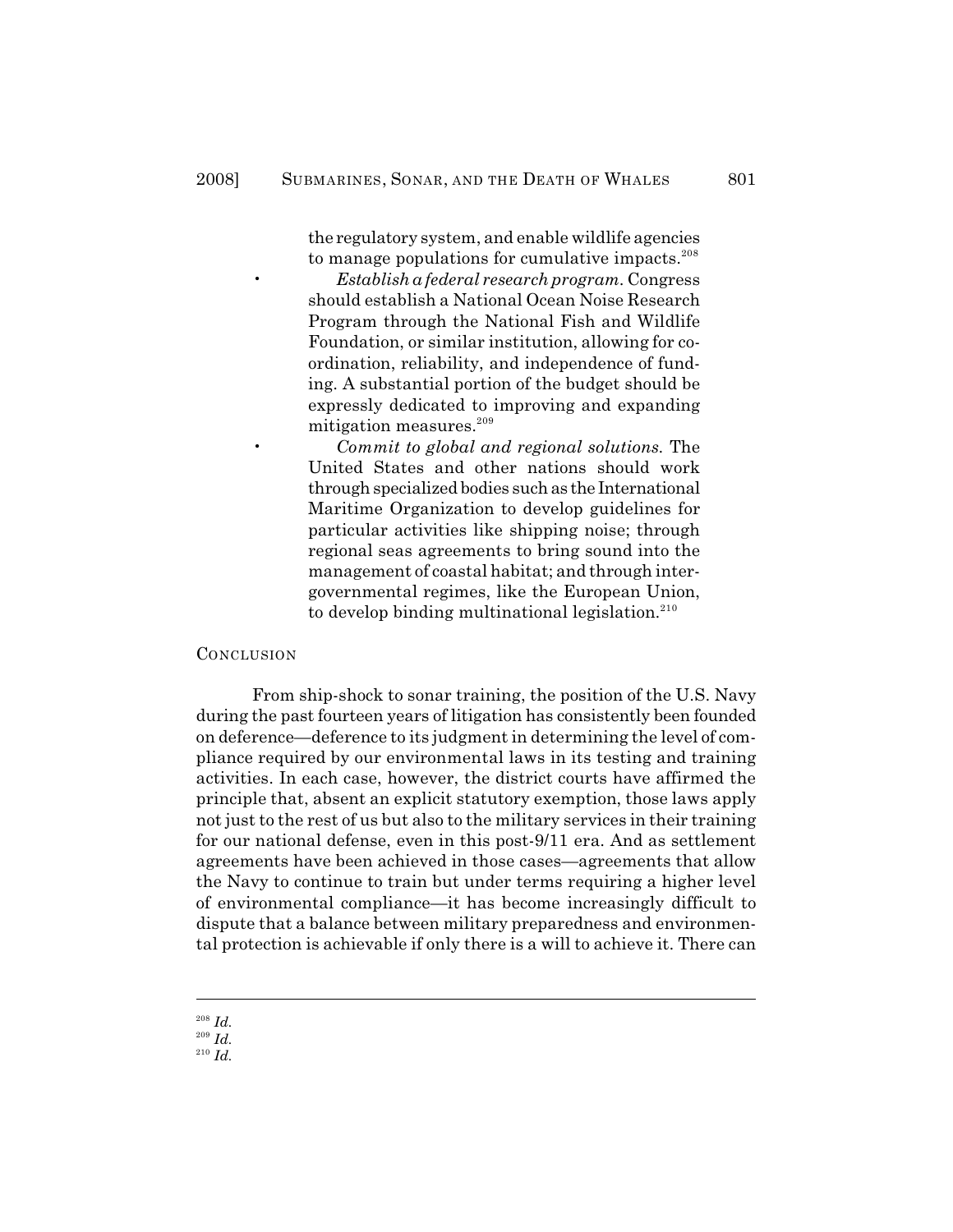the regulatory system, and enable wildlife agencies to manage populations for cumulative impacts.[208]

- *Establish a federal research program.* Congress should establish a National Ocean Noise Research Program through the National Fish and Wildlife Foundation, or similar institution, allowing for coordination, reliability, and independence of funding. A substantial portion of the budget should be expressly dedicated to improving and expanding mitigation measures.[209]
- *Commit to global and regional solutions.* The United States and other nations should work through specialized bodies such as the International Maritime Organization to develop guidelines for particular activities like shipping noise; through regional seas agreements to bring sound into the management of coastal habitat; and through intergovernmental regimes, like the European Union, to develop binding multinational legislation.[210]

## CONCLUSION

From ship-shock to sonar training, the position of the U.S. Navy during the past fourteen years of litigation has consistently been founded on deference—deference to its judgment in determining the level of compliance required by our environmental laws in its testing and training activities. In each case, however, the district courts have affirmed the principle that, absent an explicit statutory exemption, those laws apply not just to the rest of us but also to the military services in their training for our national defense, even in this post-9/11 era. And as settlement agreements have been achieved in those cases—agreements that allow the Navy to continue to train but under terms requiring a higher level of environmental compliance—it has become increasingly difficult to dispute that a balance between military preparedness and environmental protection is achievable if only there is a will to achieve it. There can

---

[208] *Id.*
[209] *Id.*
[210] *Id.*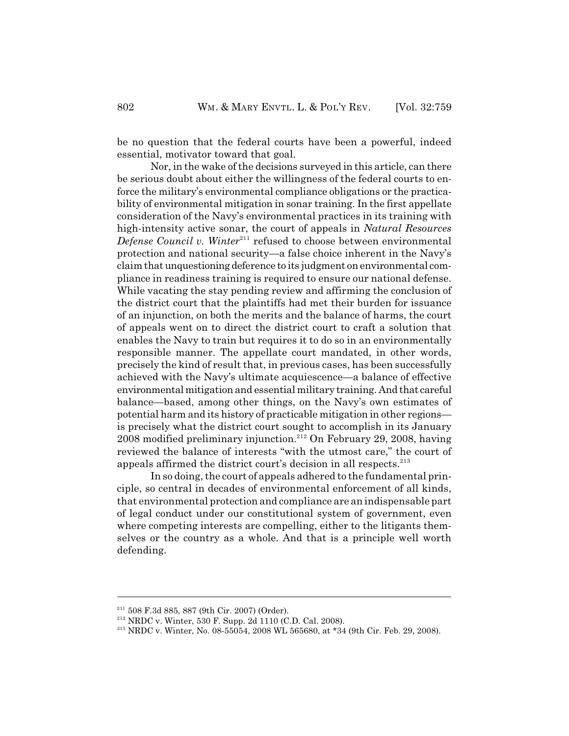be no question that the federal courts have been a powerful, indeed essential, motivator toward that goal.

Nor, in the wake of the decisions surveyed in this article, can there be serious doubt about either the willingness of the federal courts to enforce the military's environmental compliance obligations or the practicability of environmental mitigation in sonar training. In the first appellate consideration of the Navy's environmental practices in its training with high-intensity active sonar, the court of appeals in *Natural Resources Defense Council v. Winter*[211] refused to choose between environmental protection and national security—a false choice inherent in the Navy's claim that unquestioning deference to its judgment on environmental compliance in readiness training is required to ensure our national defense. While vacating the stay pending review and affirming the conclusion of the district court that the plaintiffs had met their burden for issuance of an injunction, on both the merits and the balance of harms, the court of appeals went on to direct the district court to craft a solution that enables the Navy to train but requires it to do so in an environmentally responsible manner. The appellate court mandated, in other words, precisely the kind of result that, in previous cases, has been successfully achieved with the Navy's ultimate acquiescence—a balance of effective environmental mitigation and essential military training. And that careful balance—based, among other things, on the Navy's own estimates of potential harm and its history of practicable mitigation in other regions—is precisely what the district court sought to accomplish in its January 2008 modified preliminary injunction.[212] On February 29, 2008, having reviewed the balance of interests "with the utmost care," the court of appeals affirmed the district court's decision in all respects.[213]

In so doing, the court of appeals adhered to the fundamental principle, so central in decades of environmental enforcement of all kinds, that environmental protection and compliance are an indispensable part of legal conduct under our constitutional system of government, even where competing interests are compelling, either to the litigants themselves or the country as a whole. And that is a principle well worth defending.

---

[211] 508 F.3d 885, 887 (9th Cir. 2007) (Order).

[212] NRDC v. Winter, 530 F. Supp. 2d 1110 (C.D. Cal. 2008).

[213] NRDC v. Winter, No. 08-55054, 2008 WL 565680, at *34 (9th Cir. Feb. 29, 2008).